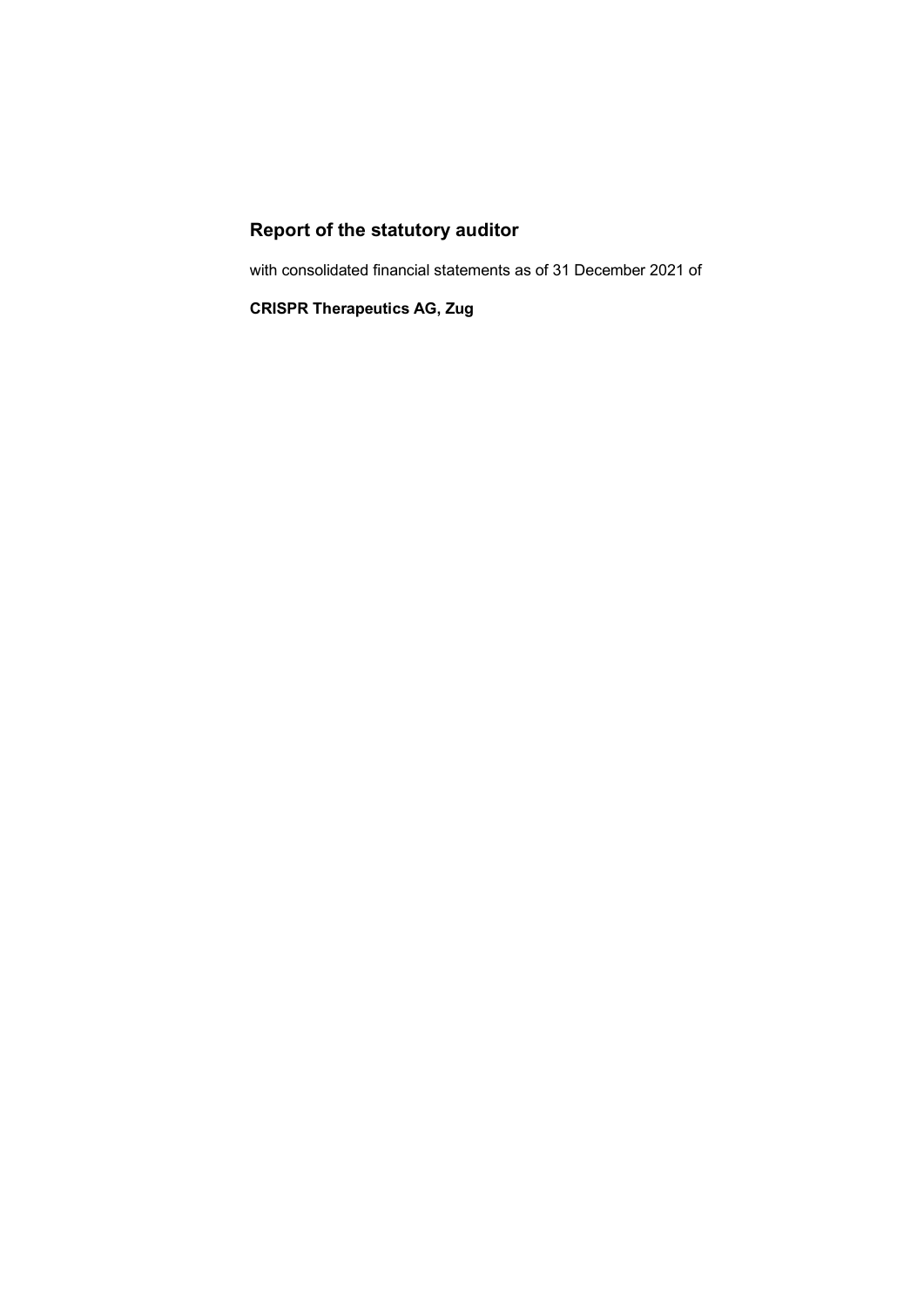## Report of the statutory auditor

with consolidated financial statements as of 31 December 2021 of

**CRISPR Therapeutics AG, Zug**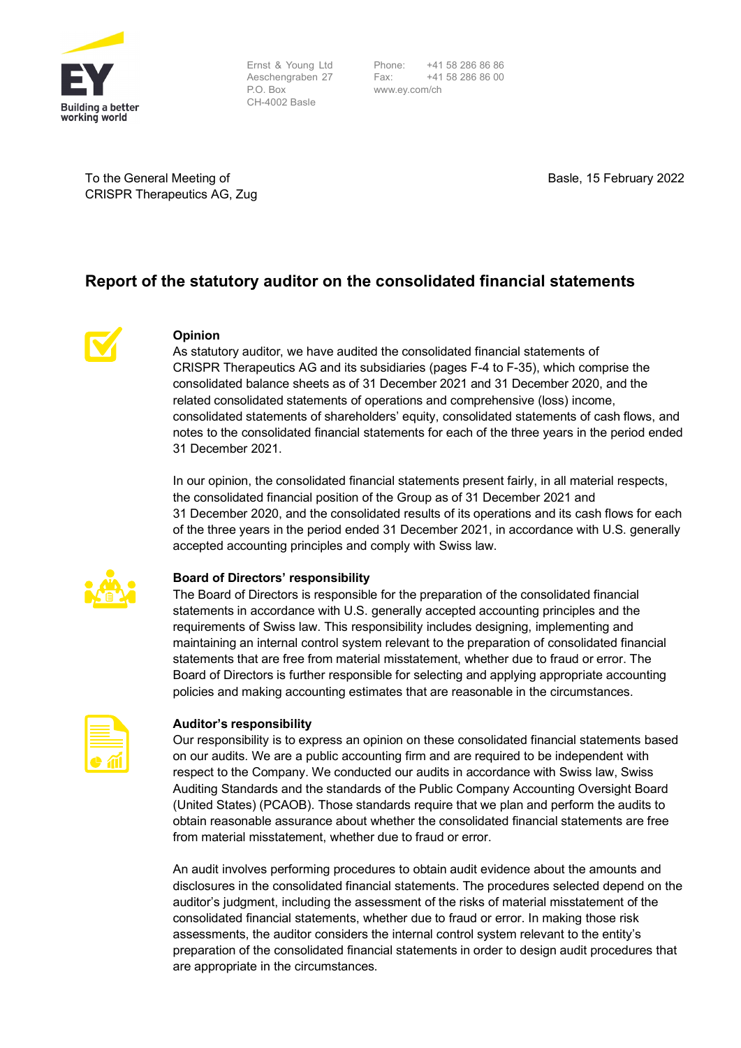Ernst & Young Ltd
Aeschengraben 27
P.O. Box
CH-4002 Basle

Phone: +41 58 286 86 86
Fax: +41 58 286 86 00
www.ey.com/ch

To the General Meeting of
CRISPR Therapeutics AG, Zug

Basle, 15 February 2022

## Report of the statutory auditor on the consolidated financial statements

### Opinion

As statutory auditor, we have audited the consolidated financial statements of CRISPR Therapeutics AG and its subsidiaries (pages F-4 to F-35), which comprise the consolidated balance sheets as of 31 December 2021 and 31 December 2020, and the related consolidated statements of operations and comprehensive (loss) income, consolidated statements of shareholders' equity, consolidated statements of cash flows, and notes to the consolidated financial statements for each of the three years in the period ended 31 December 2021.

In our opinion, the consolidated financial statements present fairly, in all material respects, the consolidated financial position of the Group as of 31 December 2021 and 31 December 2020, and the consolidated results of its operations and its cash flows for each of the three years in the period ended 31 December 2021, in accordance with U.S. generally accepted accounting principles and comply with Swiss law.

### Board of Directors' responsibility

The Board of Directors is responsible for the preparation of the consolidated financial statements in accordance with U.S. generally accepted accounting principles and the requirements of Swiss law. This responsibility includes designing, implementing and maintaining an internal control system relevant to the preparation of consolidated financial statements that are free from material misstatement, whether due to fraud or error. The Board of Directors is further responsible for selecting and applying appropriate accounting policies and making accounting estimates that are reasonable in the circumstances.

### Auditor's responsibility

Our responsibility is to express an opinion on these consolidated financial statements based on our audits. We are a public accounting firm and are required to be independent with respect to the Company. We conducted our audits in accordance with Swiss law, Swiss Auditing Standards and the standards of the Public Company Accounting Oversight Board (United States) (PCAOB). Those standards require that we plan and perform the audits to obtain reasonable assurance about whether the consolidated financial statements are free from material misstatement, whether due to fraud or error.

An audit involves performing procedures to obtain audit evidence about the amounts and disclosures in the consolidated financial statements. The procedures selected depend on the auditor's judgment, including the assessment of the risks of material misstatement of the consolidated financial statements, whether due to fraud or error. In making those risk assessments, the auditor considers the internal control system relevant to the entity's preparation of the consolidated financial statements in order to design audit procedures that are appropriate in the circumstances.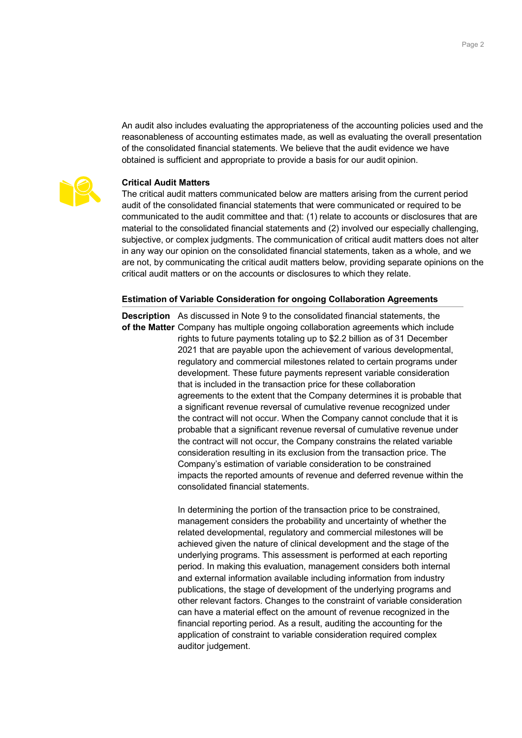An audit also includes evaluating the appropriateness of the accounting policies used and the reasonableness of accounting estimates made, as well as evaluating the overall presentation of the consolidated financial statements. We believe that the audit evidence we have obtained is sufficient and appropriate to provide a basis for our audit opinion.

## Critical Audit Matters

The critical audit matters communicated below are matters arising from the current period audit of the consolidated financial statements that were communicated or required to be communicated to the audit committee and that: (1) relate to accounts or disclosures that are material to the consolidated financial statements and (2) involved our especially challenging, subjective, or complex judgments. The communication of critical audit matters does not alter in any way our opinion on the consolidated financial statements, taken as a whole, and we are not, by communicating the critical audit matters below, providing separate opinions on the critical audit matters or on the accounts or disclosures to which they relate.

### Estimation of Variable Consideration for ongoing Collaboration Agreements

**Description of the Matter**

As discussed in Note 9 to the consolidated financial statements, the Company has multiple ongoing collaboration agreements which include rights to future payments totaling up to $2.2 billion as of 31 December 2021 that are payable upon the achievement of various developmental, regulatory and commercial milestones related to certain programs under development. These future payments represent variable consideration that is included in the transaction price for these collaboration agreements to the extent that the Company determines it is probable that a significant revenue reversal of cumulative revenue recognized under the contract will not occur. When the Company cannot conclude that it is probable that a significant revenue reversal of cumulative revenue under the contract will not occur, the Company constrains the related variable consideration resulting in its exclusion from the transaction price. The Company's estimation of variable consideration to be constrained impacts the reported amounts of revenue and deferred revenue within the consolidated financial statements.

In determining the portion of the transaction price to be constrained, management considers the probability and uncertainty of whether the related developmental, regulatory and commercial milestones will be achieved given the nature of clinical development and the stage of the underlying programs. This assessment is performed at each reporting period. In making this evaluation, management considers both internal and external information available including information from industry publications, the stage of development of the underlying programs and other relevant factors. Changes to the constraint of variable consideration can have a material effect on the amount of revenue recognized in the financial reporting period. As a result, auditing the accounting for the application of constraint to variable consideration required complex auditor judgement.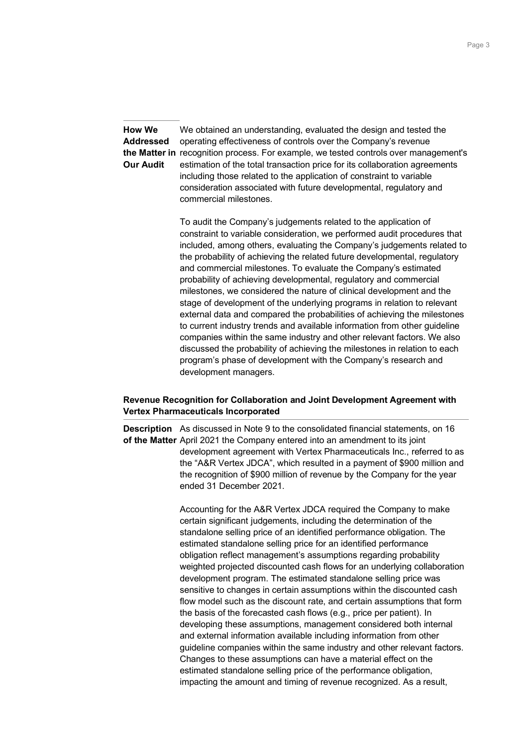**How We Addressed the Matter in Our Audit**

We obtained an understanding, evaluated the design and tested the operating effectiveness of controls over the Company's revenue recognition process. For example, we tested controls over management's estimation of the total transaction price for its collaboration agreements including those related to the application of constraint to variable consideration associated with future developmental, regulatory and commercial milestones.

To audit the Company's judgements related to the application of constraint to variable consideration, we performed audit procedures that included, among others, evaluating the Company's judgements related to the probability of achieving the related future developmental, regulatory and commercial milestones. To evaluate the Company's estimated probability of achieving developmental, regulatory and commercial milestones, we considered the nature of clinical development and the stage of development of the underlying programs in relation to relevant external data and compared the probabilities of achieving the milestones to current industry trends and available information from other guideline companies within the same industry and other relevant factors. We also discussed the probability of achieving the milestones in relation to each program's phase of development with the Company's research and development managers.

### Revenue Recognition for Collaboration and Joint Development Agreement with Vertex Pharmaceuticals Incorporated

**Description of the Matter**

As discussed in Note 9 to the consolidated financial statements, on 16 April 2021 the Company entered into an amendment to its joint development agreement with Vertex Pharmaceuticals Inc., referred to as the "A&R Vertex JDCA", which resulted in a payment of $900 million and the recognition of $900 million of revenue by the Company for the year ended 31 December 2021.

Accounting for the A&R Vertex JDCA required the Company to make certain significant judgements, including the determination of the standalone selling price of an identified performance obligation. The estimated standalone selling price for an identified performance obligation reflect management's assumptions regarding probability weighted projected discounted cash flows for an underlying collaboration development program. The estimated standalone selling price was sensitive to changes in certain assumptions within the discounted cash flow model such as the discount rate, and certain assumptions that form the basis of the forecasted cash flows (e.g., price per patient). In developing these assumptions, management considered both internal and external information available including information from other guideline companies within the same industry and other relevant factors. Changes to these assumptions can have a material effect on the estimated standalone selling price of the performance obligation, impacting the amount and timing of revenue recognized. As a result,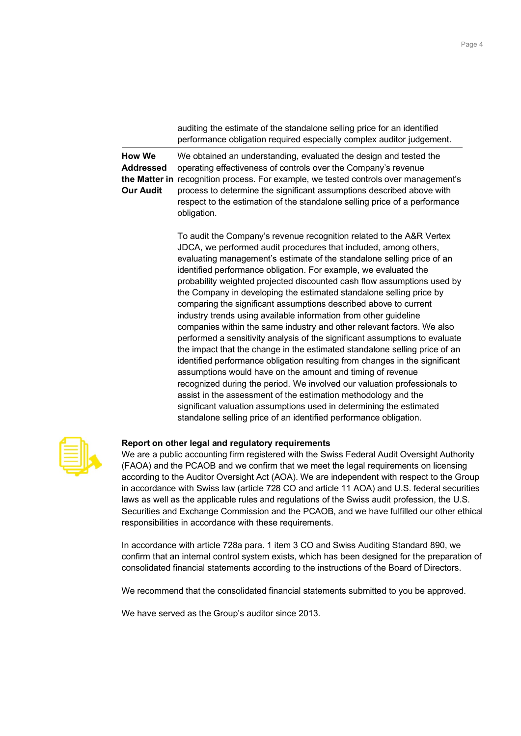auditing the estimate of the standalone selling price for an identified performance obligation required especially complex auditor judgement.

| | |
|---|---|
| **How We Addressed the Matter in Our Audit** | We obtained an understanding, evaluated the design and tested the operating effectiveness of controls over the Company's revenue recognition process. For example, we tested controls over management's process to determine the significant assumptions described above with respect to the estimation of the standalone selling price of a performance obligation.<br><br>To audit the Company's revenue recognition related to the A&R Vertex JDCA, we performed audit procedures that included, among others, evaluating management's estimate of the standalone selling price of an identified performance obligation. For example, we evaluated the probability weighted projected discounted cash flow assumptions used by the Company in developing the estimated standalone selling price by comparing the significant assumptions described above to current industry trends using available information from other guideline companies within the same industry and other relevant factors. We also performed a sensitivity analysis of the significant assumptions to evaluate the impact that the change in the estimated standalone selling price of an identified performance obligation resulting from changes in the significant assumptions would have on the amount and timing of revenue recognized during the period. We involved our valuation professionals to assist in the assessment of the estimation methodology and the significant valuation assumptions used in determining the estimated standalone selling price of an identified performance obligation. |

**Report on other legal and regulatory requirements**

We are a public accounting firm registered with the Swiss Federal Audit Oversight Authority (FAOA) and the PCAOB and we confirm that we meet the legal requirements on licensing according to the Auditor Oversight Act (AOA). We are independent with respect to the Group in accordance with Swiss law (article 728 CO and article 11 AOA) and U.S. federal securities laws as well as the applicable rules and regulations of the Swiss audit profession, the U.S. Securities and Exchange Commission and the PCAOB, and we have fulfilled our other ethical responsibilities in accordance with these requirements.

In accordance with article 728a para. 1 item 3 CO and Swiss Auditing Standard 890, we confirm that an internal control system exists, which has been designed for the preparation of consolidated financial statements according to the instructions of the Board of Directors.

We recommend that the consolidated financial statements submitted to you be approved.

We have served as the Group's auditor since 2013.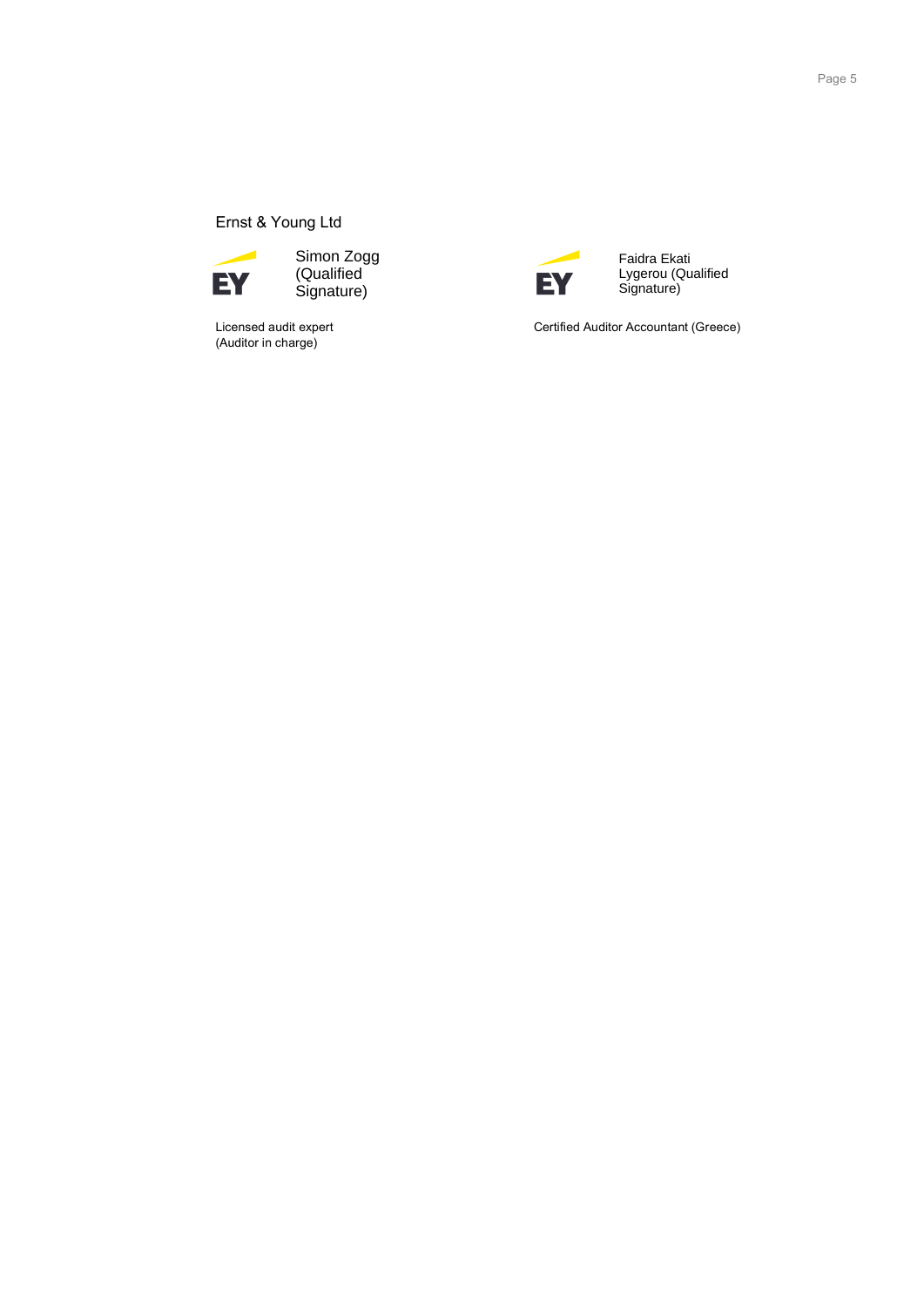Ernst & Young Ltd

| Simon Zogg (Qualified Signature) | Faidra Ekati Lygerou (Qualified Signature) |
|---|---|
| Licensed audit expert<br>(Auditor in charge) | Certified Auditor Accountant (Greece) |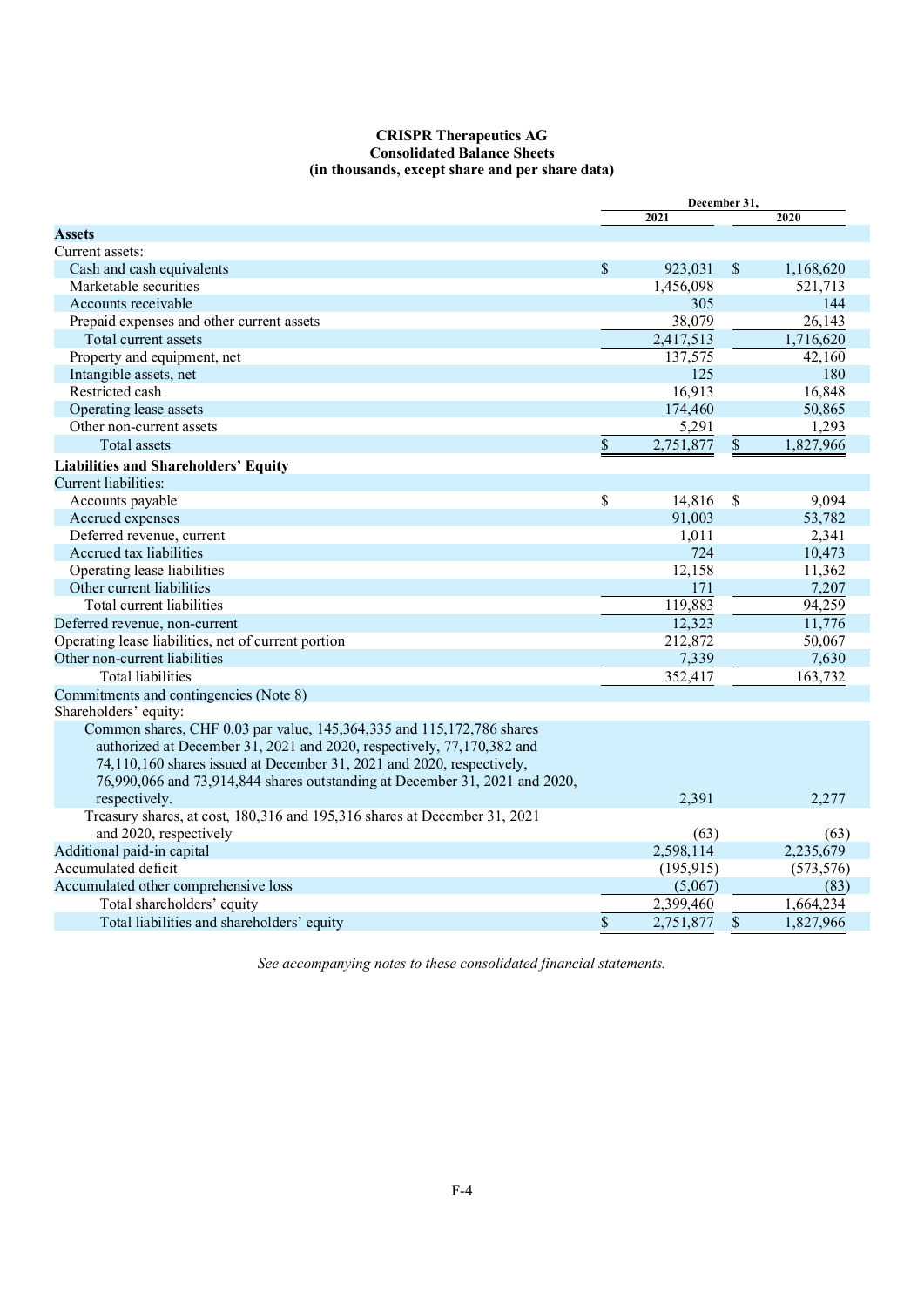**CRISPR Therapeutics AG**
**Consolidated Balance Sheets**
**(in thousands, except share and per share data)**

| | December 31, | |
|---|---|---|
| | 2021 | 2020 |
| **Assets** | | |
| Current assets: | | |
| Cash and cash equivalents | $ 923,031 | $ 1,168,620 |
| Marketable securities | 1,456,098 | 521,713 |
| Accounts receivable | 305 | 144 |
| Prepaid expenses and other current assets | 38,079 | 26,143 |
| Total current assets | 2,417,513 | 1,716,620 |
| Property and equipment, net | 137,575 | 42,160 |
| Intangible assets, net | 125 | 180 |
| Restricted cash | 16,913 | 16,848 |
| Operating lease assets | 174,460 | 50,865 |
| Other non-current assets | 5,291 | 1,293 |
| Total assets | $ 2,751,877 | $ 1,827,966 |
| **Liabilities and Shareholders' Equity** | | |
| Current liabilities: | | |
| Accounts payable | $ 14,816 | $ 9,094 |
| Accrued expenses | 91,003 | 53,782 |
| Deferred revenue, current | 1,011 | 2,341 |
| Accrued tax liabilities | 724 | 10,473 |
| Operating lease liabilities | 12,158 | 11,362 |
| Other current liabilities | 171 | 7,207 |
| Total current liabilities | 119,883 | 94,259 |
| Deferred revenue, non-current | 12,323 | 11,776 |
| Operating lease liabilities, net of current portion | 212,872 | 50,067 |
| Other non-current liabilities | 7,339 | 7,630 |
| Total liabilities | 352,417 | 163,732 |
| Commitments and contingencies (Note 8) | | |
| Shareholders' equity: | | |
| Common shares, CHF 0.03 par value, 145,364,335 and 115,172,786 shares authorized at December 31, 2021 and 2020, respectively, 77,170,382 and 74,110,160 shares issued at December 31, 2021 and 2020, respectively, 76,990,066 and 73,914,844 shares outstanding at December 31, 2021 and 2020, respectively. | 2,391 | 2,277 |
| Treasury shares, at cost, 180,316 and 195,316 shares at December 31, 2021 and 2020, respectively | (63) | (63) |
| Additional paid-in capital | 2,598,114 | 2,235,679 |
| Accumulated deficit | (195,915) | (573,576) |
| Accumulated other comprehensive loss | (5,067) | (83) |
| Total shareholders' equity | 2,399,460 | 1,664,234 |
| Total liabilities and shareholders' equity | $ 2,751,877 | $ 1,827,966 |

*See accompanying notes to these consolidated financial statements.*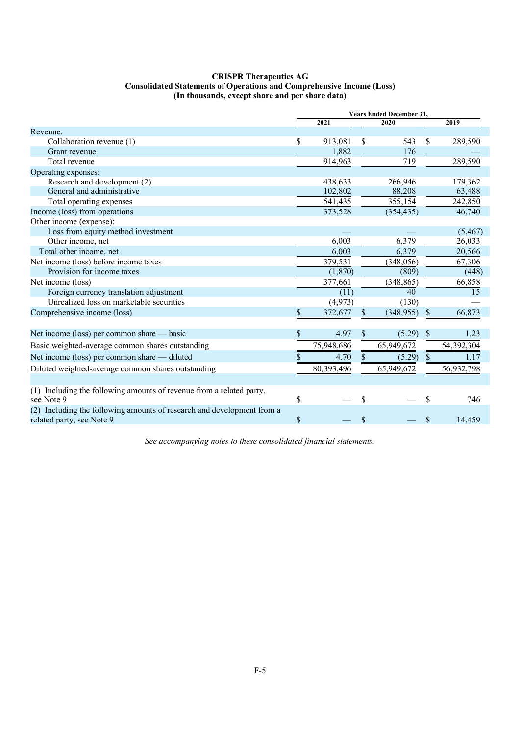**CRISPR Therapeutics AG**
**Consolidated Statements of Operations and Comprehensive Income (Loss)**
**(In thousands, except share and per share data)**

| | Years Ended December 31, | | |
|---|---|---|---|
| | 2021 | 2020 | 2019 |
| Revenue: | | | |
| Collaboration revenue (1) | $ 913,081 | $ 543 | $ 289,590 |
| Grant revenue | 1,882 | 176 | — |
| Total revenue | 914,963 | 719 | 289,590 |
| Operating expenses: | | | |
| Research and development (2) | 438,633 | 266,946 | 179,362 |
| General and administrative | 102,802 | 88,208 | 63,488 |
| Total operating expenses | 541,435 | 355,154 | 242,850 |
| Income (loss) from operations | 373,528 | (354,435) | 46,740 |
| Other income (expense): | | | |
| Loss from equity method investment | — | — | (5,467) |
| Other income, net | 6,003 | 6,379 | 26,033 |
| Total other income, net | 6,003 | 6,379 | 20,566 |
| Net income (loss) before income taxes | 379,531 | (348,056) | 67,306 |
| Provision for income taxes | (1,870) | (809) | (448) |
| Net income (loss) | 377,661 | (348,865) | 66,858 |
| Foreign currency translation adjustment | (11) | 40 | 15 |
| Unrealized loss on marketable securities | (4,973) | (130) | — |
| Comprehensive income (loss) | $ 372,677 | $ (348,955) | $ 66,873 |
| | | | |
| Net income (loss) per common share — basic | $ 4.97 | $ (5.29) | $ 1.23 |
| Basic weighted-average common shares outstanding | 75,948,686 | 65,949,672 | 54,392,304 |
| Net income (loss) per common share — diluted | $ 4.70 | $ (5.29) | $ 1.17 |
| Diluted weighted-average common shares outstanding | 80,393,496 | 65,949,672 | 56,932,798 |
| | | | |
| (1) Including the following amounts of revenue from a related party, see Note 9 | $ — | $ — | $ 746 |
| (2) Including the following amounts of research and development from a related party, see Note 9 | $ — | $ — | $ 14,459 |

*See accompanying notes to these consolidated financial statements.*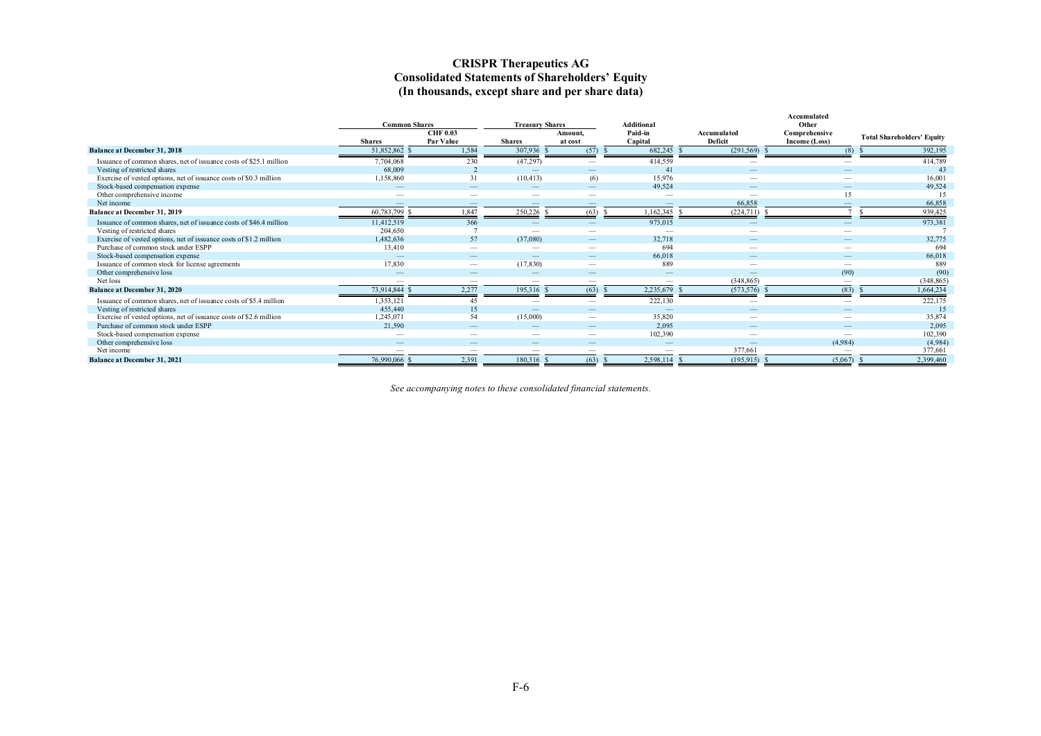# CRISPR Therapeutics AG
## Consolidated Statements of Shareholders' Equity
### (In thousands, except share and per share data)

| | Common Shares | | Treasury Shares | | Additional Paid-in Capital | Accumulated Deficit | Accumulated Other Comprehensive Income (Loss) | Total Shareholders' Equity |
|---|---|---|---|---|---|---|---|---|
| | Shares | CHF 0.03 Par Value | Shares | Amount, at cost | | | | |
| **Balance at December 31, 2018** | 51,852,862 | $ 1,584 | 307,936 | $ (57) | $ 682,245 | $ (291,569) | $ (8) | $ 392,195 |
| Issuance of common shares, net of issuance costs of $25.1 million | 7,704,068 | 230 | (47,297) | — | 414,559 | — | — | 414,789 |
| Vesting of restricted shares | 68,009 | 2 | — | — | 41 | — | — | 43 |
| Exercise of vested options, net of issuance costs of $0.3 million | 1,158,860 | 31 | (10,413) | (6) | 15,976 | — | — | 16,001 |
| Stock-based compensation expense | — | — | — | — | 49,524 | — | — | 49,524 |
| Other comprehensive income | — | — | — | — | — | — | 15 | 15 |
| Net income | — | — | — | — | — | 66,858 | — | 66,858 |
| **Balance at December 31, 2019** | 60,783,799 | $ 1,847 | 250,226 | $ (63) | $ 1,162,345 | $ (224,711) | $ 7 | $ 939,425 |
| Issuance of common shares, net of issuance costs of $46.4 million | 11,412,519 | 366 | — | — | 973,015 | — | — | 973,381 |
| Vesting of restricted shares | 204,650 | 7 | — | — | — | — | — | 7 |
| Exercise of vested options, net of issuance costs of $1.2 million | 1,482,636 | 57 | (37,080) | — | 32,718 | — | — | 32,775 |
| Purchase of common stock under ESPP | 13,410 | — | — | — | 694 | — | — | 694 |
| Stock-based compensation expense | — | — | — | — | 66,018 | — | — | 66,018 |
| Issuance of common stock for license agreements | 17,830 | — | (17,830) | — | 889 | — | — | 889 |
| Other comprehensive loss | — | — | — | — | — | — | (90) | (90) |
| Net loss | — | — | — | — | — | (348,865) | — | (348,865) |
| **Balance at December 31, 2020** | 73,914,844 | $ 2,277 | 195,316 | $ (63) | $ 2,235,679 | $ (573,576) | $ (83) | $ 1,664,234 |
| Issuance of common shares, net of issuance costs of $5.4 million | 1,353,121 | 45 | — | — | 222,130 | — | — | 222,175 |
| Vesting of restricted shares | 455,440 | 15 | — | — | — | — | — | 15 |
| Exercise of vested options, net of issuance costs of $2.6 million | 1,245,071 | 54 | (15,000) | — | 35,820 | — | — | 35,874 |
| Purchase of common stock under ESPP | 21,590 | — | — | — | 2,095 | — | — | 2,095 |
| Stock-based compensation expense | — | — | — | — | 102,390 | — | — | 102,390 |
| Other comprehensive loss | — | — | — | — | — | — | (4,984) | (4,984) |
| Net income | — | — | — | — | — | 377,661 | — | 377,661 |
| **Balance at December 31, 2021** | 76,990,066 | $ 2,391 | 180,316 | $ (63) | $ 2,598,114 | $ (195,915) | $ (5,067) | $ 2,399,460 |

*See accompanying notes to these consolidated financial statements.*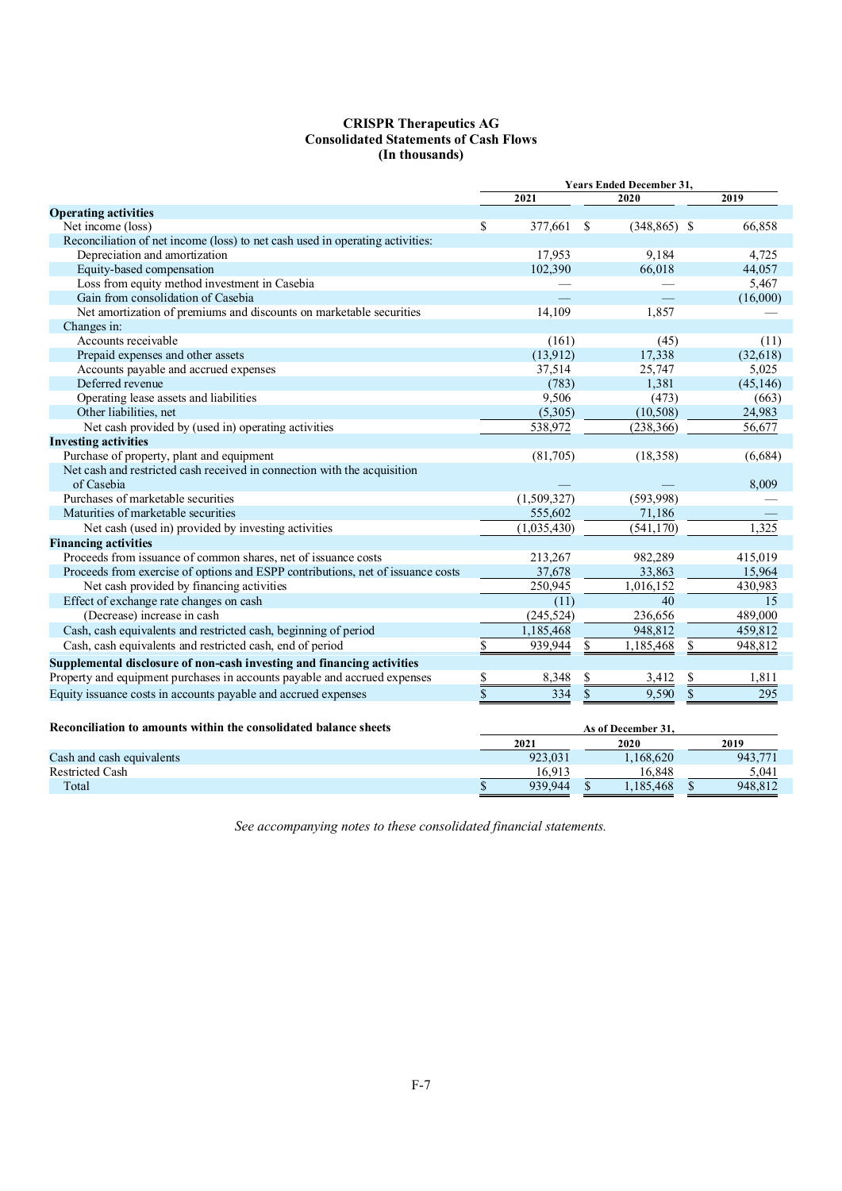# CRISPR Therapeutics AG
## Consolidated Statements of Cash Flows
### (In thousands)

| | Years Ended December 31, | | |
|---|---|---|---|
| | 2021 | 2020 | 2019 |
| **Operating activities** | | | |
| Net income (loss) | $ 377,661 | $ (348,865) | $ 66,858 |
| Reconciliation of net income (loss) to net cash used in operating activities: | | | |
| Depreciation and amortization | 17,953 | 9,184 | 4,725 |
| Equity-based compensation | 102,390 | 66,018 | 44,057 |
| Loss from equity method investment in Casebia | — | — | 5,467 |
| Gain from consolidation of Casebia | — | — | (16,000) |
| Net amortization of premiums and discounts on marketable securities | 14,109 | 1,857 | — |
| Changes in: | | | |
| Accounts receivable | (161) | (45) | (11) |
| Prepaid expenses and other assets | (13,912) | 17,338 | (32,618) |
| Accounts payable and accrued expenses | 37,514 | 25,747 | 5,025 |
| Deferred revenue | (783) | 1,381 | (45,146) |
| Operating lease assets and liabilities | 9,506 | (473) | (663) |
| Other liabilities, net | (5,305) | (10,508) | 24,983 |
| Net cash provided by (used in) operating activities | 538,972 | (238,366) | 56,677 |
| **Investing activities** | | | |
| Purchase of property, plant and equipment | (81,705) | (18,358) | (6,684) |
| Net cash and restricted cash received in connection with the acquisition of Casebia | — | — | 8,009 |
| Purchases of marketable securities | (1,509,327) | (593,998) | — |
| Maturities of marketable securities | 555,602 | 71,186 | — |
| Net cash (used in) provided by investing activities | (1,035,430) | (541,170) | 1,325 |
| **Financing activities** | | | |
| Proceeds from issuance of common shares, net of issuance costs | 213,267 | 982,289 | 415,019 |
| Proceeds from exercise of options and ESPP contributions, net of issuance costs | 37,678 | 33,863 | 15,964 |
| Net cash provided by financing activities | 250,945 | 1,016,152 | 430,983 |
| Effect of exchange rate changes on cash | (11) | 40 | 15 |
| (Decrease) increase in cash | (245,524) | 236,656 | 489,000 |
| Cash, cash equivalents and restricted cash, beginning of period | 1,185,468 | 948,812 | 459,812 |
| Cash, cash equivalents and restricted cash, end of period | $ 939,944 | $ 1,185,468 | $ 948,812 |
| **Supplemental disclosure of non-cash investing and financing activities** | | | |
| Property and equipment purchases in accounts payable and accrued expenses | $ 8,348 | $ 3,412 | $ 1,811 |
| Equity issuance costs in accounts payable and accrued expenses | $ 334 | $ 9,590 | $ 295 |

| **Reconciliation to amounts within the consolidated balance sheets** | As of December 31, | | |
|---|---|---|---|
| | 2021 | 2020 | 2019 |
| Cash and cash equivalents | 923,031 | 1,168,620 | 943,771 |
| Restricted Cash | 16,913 | 16,848 | 5,041 |
| Total | $ 939,944 | $ 1,185,468 | $ 948,812 |

*See accompanying notes to these consolidated financial statements.*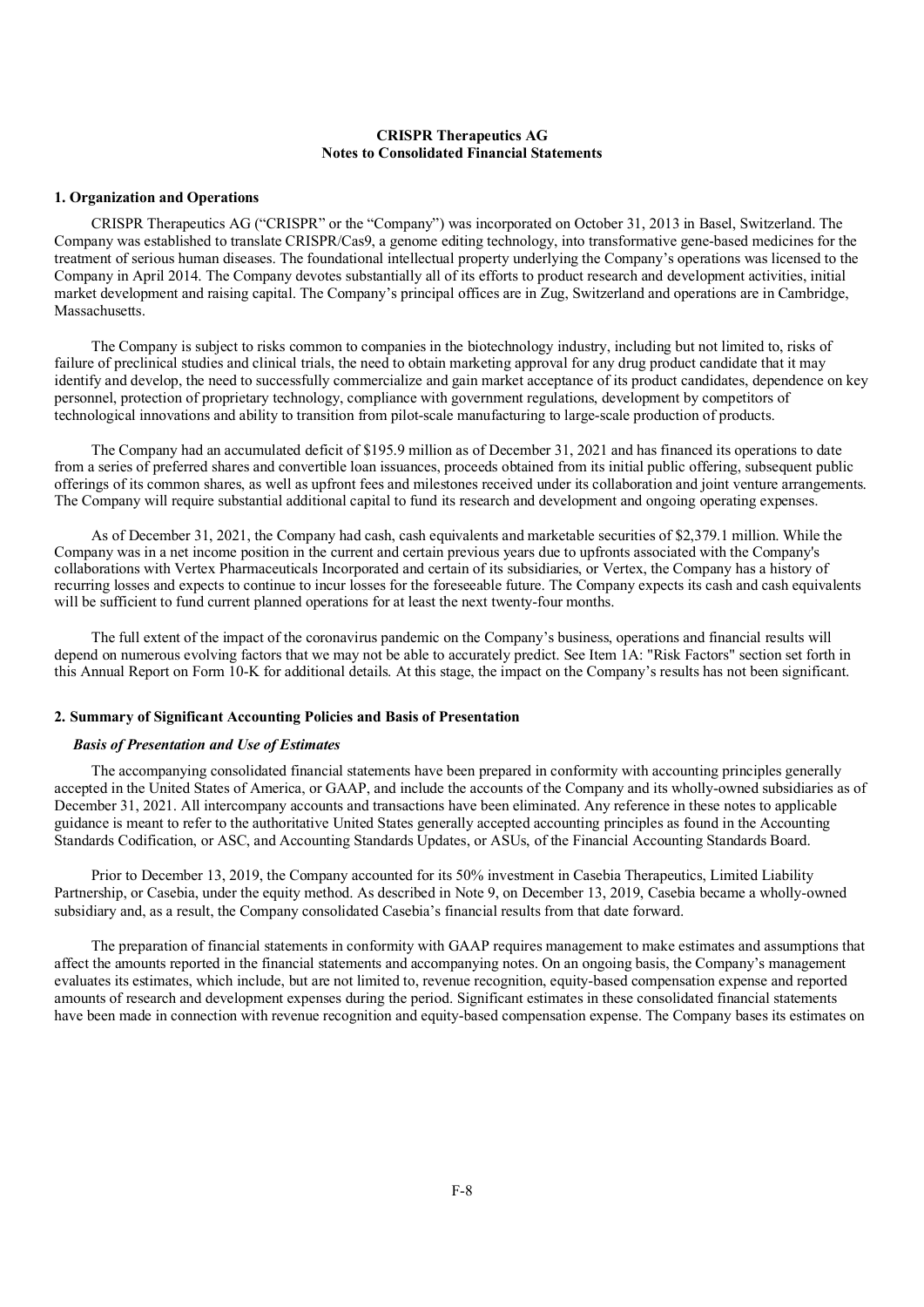**CRISPR Therapeutics AG**
**Notes to Consolidated Financial Statements**

## 1. Organization and Operations

CRISPR Therapeutics AG ("CRISPR" or the "Company") was incorporated on October 31, 2013 in Basel, Switzerland. The Company was established to translate CRISPR/Cas9, a genome editing technology, into transformative gene-based medicines for the treatment of serious human diseases. The foundational intellectual property underlying the Company's operations was licensed to the Company in April 2014. The Company devotes substantially all of its efforts to product research and development activities, initial market development and raising capital. The Company's principal offices are in Zug, Switzerland and operations are in Cambridge, Massachusetts.

The Company is subject to risks common to companies in the biotechnology industry, including but not limited to, risks of failure of preclinical studies and clinical trials, the need to obtain marketing approval for any drug product candidate that it may identify and develop, the need to successfully commercialize and gain market acceptance of its product candidates, dependence on key personnel, protection of proprietary technology, compliance with government regulations, development by competitors of technological innovations and ability to transition from pilot-scale manufacturing to large-scale production of products.

The Company had an accumulated deficit of $195.9 million as of December 31, 2021 and has financed its operations to date from a series of preferred shares and convertible loan issuances, proceeds obtained from its initial public offering, subsequent public offerings of its common shares, as well as upfront fees and milestones received under its collaboration and joint venture arrangements. The Company will require substantial additional capital to fund its research and development and ongoing operating expenses.

As of December 31, 2021, the Company had cash, cash equivalents and marketable securities of $2,379.1 million. While the Company was in a net income position in the current and certain previous years due to upfronts associated with the Company's collaborations with Vertex Pharmaceuticals Incorporated and certain of its subsidiaries, or Vertex, the Company has a history of recurring losses and expects to continue to incur losses for the foreseeable future. The Company expects its cash and cash equivalents will be sufficient to fund current planned operations for at least the next twenty-four months.

The full extent of the impact of the coronavirus pandemic on the Company's business, operations and financial results will depend on numerous evolving factors that we may not be able to accurately predict. See Item 1A: "Risk Factors" section set forth in this Annual Report on Form 10-K for additional details. At this stage, the impact on the Company's results has not been significant.

## 2. Summary of Significant Accounting Policies and Basis of Presentation

### *Basis of Presentation and Use of Estimates*

The accompanying consolidated financial statements have been prepared in conformity with accounting principles generally accepted in the United States of America, or GAAP, and include the accounts of the Company and its wholly-owned subsidiaries as of December 31, 2021. All intercompany accounts and transactions have been eliminated. Any reference in these notes to applicable guidance is meant to refer to the authoritative United States generally accepted accounting principles as found in the Accounting Standards Codification, or ASC, and Accounting Standards Updates, or ASUs, of the Financial Accounting Standards Board.

Prior to December 13, 2019, the Company accounted for its 50% investment in Casebia Therapeutics, Limited Liability Partnership, or Casebia, under the equity method. As described in Note 9, on December 13, 2019, Casebia became a wholly-owned subsidiary and, as a result, the Company consolidated Casebia's financial results from that date forward.

The preparation of financial statements in conformity with GAAP requires management to make estimates and assumptions that affect the amounts reported in the financial statements and accompanying notes. On an ongoing basis, the Company's management evaluates its estimates, which include, but are not limited to, revenue recognition, equity-based compensation expense and reported amounts of research and development expenses during the period. Significant estimates in these consolidated financial statements have been made in connection with revenue recognition and equity-based compensation expense. The Company bases its estimates on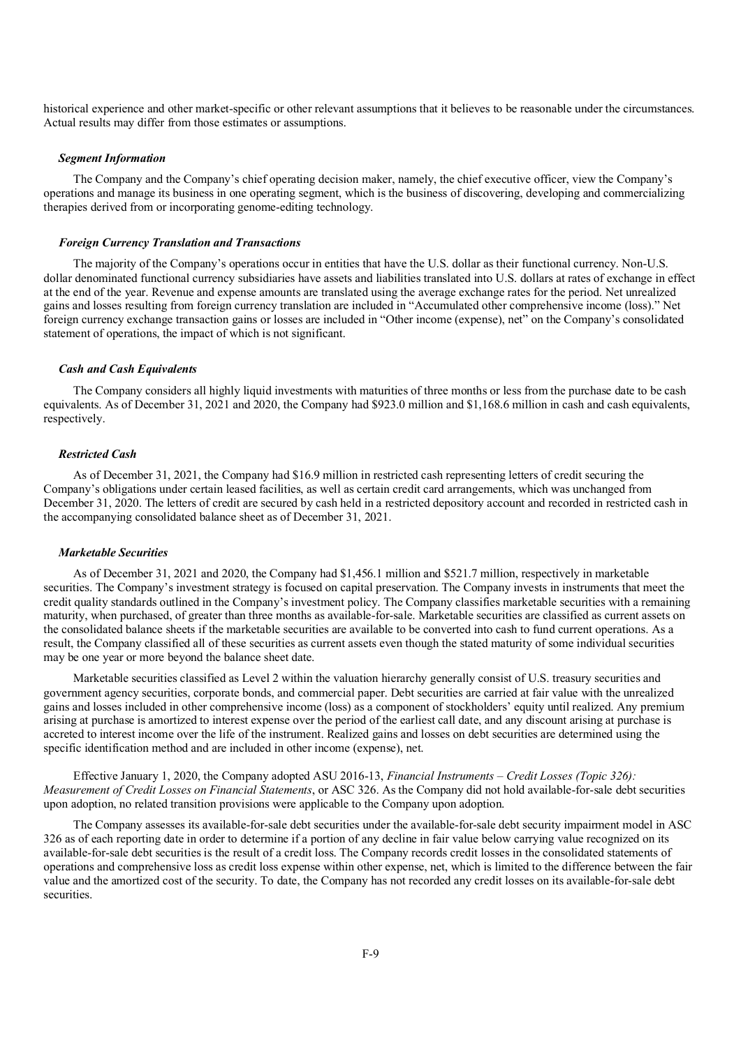historical experience and other market-specific or other relevant assumptions that it believes to be reasonable under the circumstances. Actual results may differ from those estimates or assumptions.

***Segment Information***

The Company and the Company's chief operating decision maker, namely, the chief executive officer, view the Company's operations and manage its business in one operating segment, which is the business of discovering, developing and commercializing therapies derived from or incorporating genome-editing technology.

***Foreign Currency Translation and Transactions***

The majority of the Company's operations occur in entities that have the U.S. dollar as their functional currency. Non-U.S. dollar denominated functional currency subsidiaries have assets and liabilities translated into U.S. dollars at rates of exchange in effect at the end of the year. Revenue and expense amounts are translated using the average exchange rates for the period. Net unrealized gains and losses resulting from foreign currency translation are included in "Accumulated other comprehensive income (loss)." Net foreign currency exchange transaction gains or losses are included in "Other income (expense), net" on the Company's consolidated statement of operations, the impact of which is not significant.

***Cash and Cash Equivalents***

The Company considers all highly liquid investments with maturities of three months or less from the purchase date to be cash equivalents. As of December 31, 2021 and 2020, the Company had $923.0 million and $1,168.6 million in cash and cash equivalents, respectively.

***Restricted Cash***

As of December 31, 2021, the Company had $16.9 million in restricted cash representing letters of credit securing the Company's obligations under certain leased facilities, as well as certain credit card arrangements, which was unchanged from December 31, 2020. The letters of credit are secured by cash held in a restricted depository account and recorded in restricted cash in the accompanying consolidated balance sheet as of December 31, 2021.

***Marketable Securities***

As of December 31, 2021 and 2020, the Company had $1,456.1 million and $521.7 million, respectively in marketable securities. The Company's investment strategy is focused on capital preservation. The Company invests in instruments that meet the credit quality standards outlined in the Company's investment policy. The Company classifies marketable securities with a remaining maturity, when purchased, of greater than three months as available-for-sale. Marketable securities are classified as current assets on the consolidated balance sheets if the marketable securities are available to be converted into cash to fund current operations. As a result, the Company classified all of these securities as current assets even though the stated maturity of some individual securities may be one year or more beyond the balance sheet date.

Marketable securities classified as Level 2 within the valuation hierarchy generally consist of U.S. treasury securities and government agency securities, corporate bonds, and commercial paper. Debt securities are carried at fair value with the unrealized gains and losses included in other comprehensive income (loss) as a component of stockholders' equity until realized. Any premium arising at purchase is amortized to interest expense over the period of the earliest call date, and any discount arising at purchase is accreted to interest income over the life of the instrument. Realized gains and losses on debt securities are determined using the specific identification method and are included in other income (expense), net.

Effective January 1, 2020, the Company adopted ASU 2016-13, *Financial Instruments – Credit Losses (Topic 326): Measurement of Credit Losses on Financial Statements*, or ASC 326. As the Company did not hold available-for-sale debt securities upon adoption, no related transition provisions were applicable to the Company upon adoption.

The Company assesses its available-for-sale debt securities under the available-for-sale debt security impairment model in ASC 326 as of each reporting date in order to determine if a portion of any decline in fair value below carrying value recognized on its available-for-sale debt securities is the result of a credit loss. The Company records credit losses in the consolidated statements of operations and comprehensive loss as credit loss expense within other expense, net, which is limited to the difference between the fair value and the amortized cost of the security. To date, the Company has not recorded any credit losses on its available-for-sale debt securities.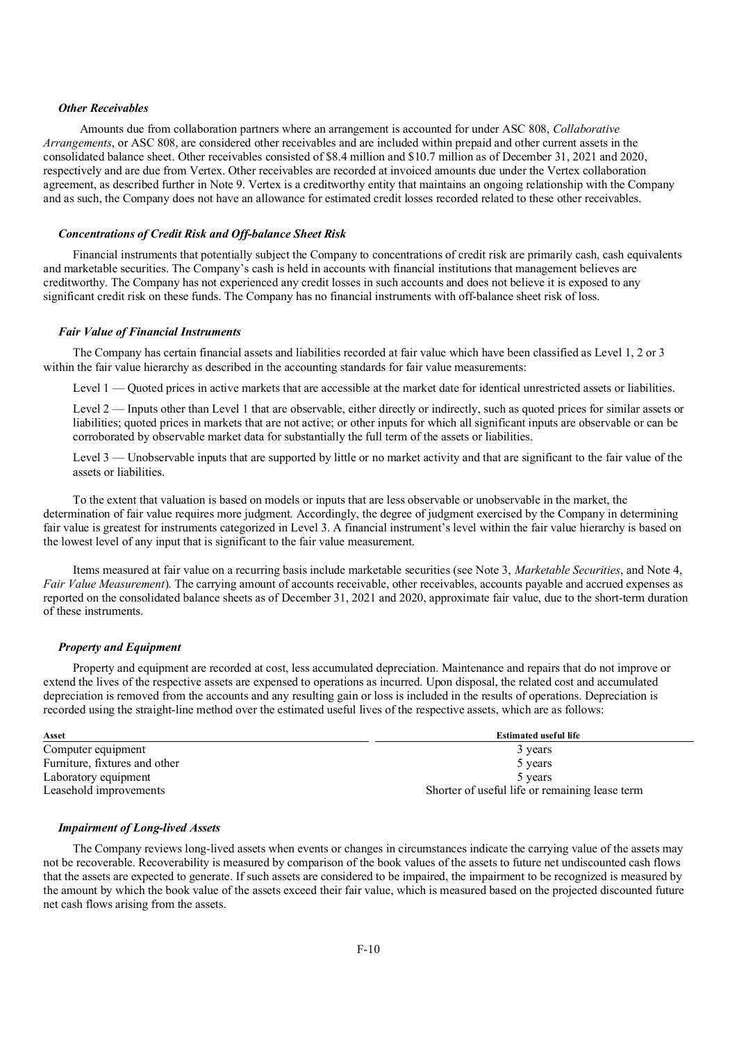### *Other Receivables*

Amounts due from collaboration partners where an arrangement is accounted for under ASC 808, *Collaborative Arrangements*, or ASC 808, are considered other receivables and are included within prepaid and other current assets in the consolidated balance sheet. Other receivables consisted of $8.4 million and $10.7 million as of December 31, 2021 and 2020, respectively and are due from Vertex. Other receivables are recorded at invoiced amounts due under the Vertex collaboration agreement, as described further in Note 9. Vertex is a creditworthy entity that maintains an ongoing relationship with the Company and as such, the Company does not have an allowance for estimated credit losses recorded related to these other receivables.

### *Concentrations of Credit Risk and Off-balance Sheet Risk*

Financial instruments that potentially subject the Company to concentrations of credit risk are primarily cash, cash equivalents and marketable securities. The Company's cash is held in accounts with financial institutions that management believes are creditworthy. The Company has not experienced any credit losses in such accounts and does not believe it is exposed to any significant credit risk on these funds. The Company has no financial instruments with off-balance sheet risk of loss.

### *Fair Value of Financial Instruments*

The Company has certain financial assets and liabilities recorded at fair value which have been classified as Level 1, 2 or 3 within the fair value hierarchy as described in the accounting standards for fair value measurements:

Level 1 — Quoted prices in active markets that are accessible at the market date for identical unrestricted assets or liabilities.

Level 2 — Inputs other than Level 1 that are observable, either directly or indirectly, such as quoted prices for similar assets or liabilities; quoted prices in markets that are not active; or other inputs for which all significant inputs are observable or can be corroborated by observable market data for substantially the full term of the assets or liabilities.

Level 3 — Unobservable inputs that are supported by little or no market activity and that are significant to the fair value of the assets or liabilities.

To the extent that valuation is based on models or inputs that are less observable or unobservable in the market, the determination of fair value requires more judgment. Accordingly, the degree of judgment exercised by the Company in determining fair value is greatest for instruments categorized in Level 3. A financial instrument's level within the fair value hierarchy is based on the lowest level of any input that is significant to the fair value measurement.

Items measured at fair value on a recurring basis include marketable securities (see Note 3, *Marketable Securities*, and Note 4, *Fair Value Measurement*). The carrying amount of accounts receivable, other receivables, accounts payable and accrued expenses as reported on the consolidated balance sheets as of December 31, 2021 and 2020, approximate fair value, due to the short-term duration of these instruments.

### *Property and Equipment*

Property and equipment are recorded at cost, less accumulated depreciation. Maintenance and repairs that do not improve or extend the lives of the respective assets are expensed to operations as incurred. Upon disposal, the related cost and accumulated depreciation is removed from the accounts and any resulting gain or loss is included in the results of operations. Depreciation is recorded using the straight-line method over the estimated useful lives of the respective assets, which are as follows:

| Asset | Estimated useful life |
|---|---|
| Computer equipment | 3 years |
| Furniture, fixtures and other | 5 years |
| Laboratory equipment | 5 years |
| Leasehold improvements | Shorter of useful life or remaining lease term |

### *Impairment of Long-lived Assets*

The Company reviews long-lived assets when events or changes in circumstances indicate the carrying value of the assets may not be recoverable. Recoverability is measured by comparison of the book values of the assets to future net undiscounted cash flows that the assets are expected to generate. If such assets are considered to be impaired, the impairment to be recognized is measured by the amount by which the book value of the assets exceed their fair value, which is measured based on the projected discounted future net cash flows arising from the assets.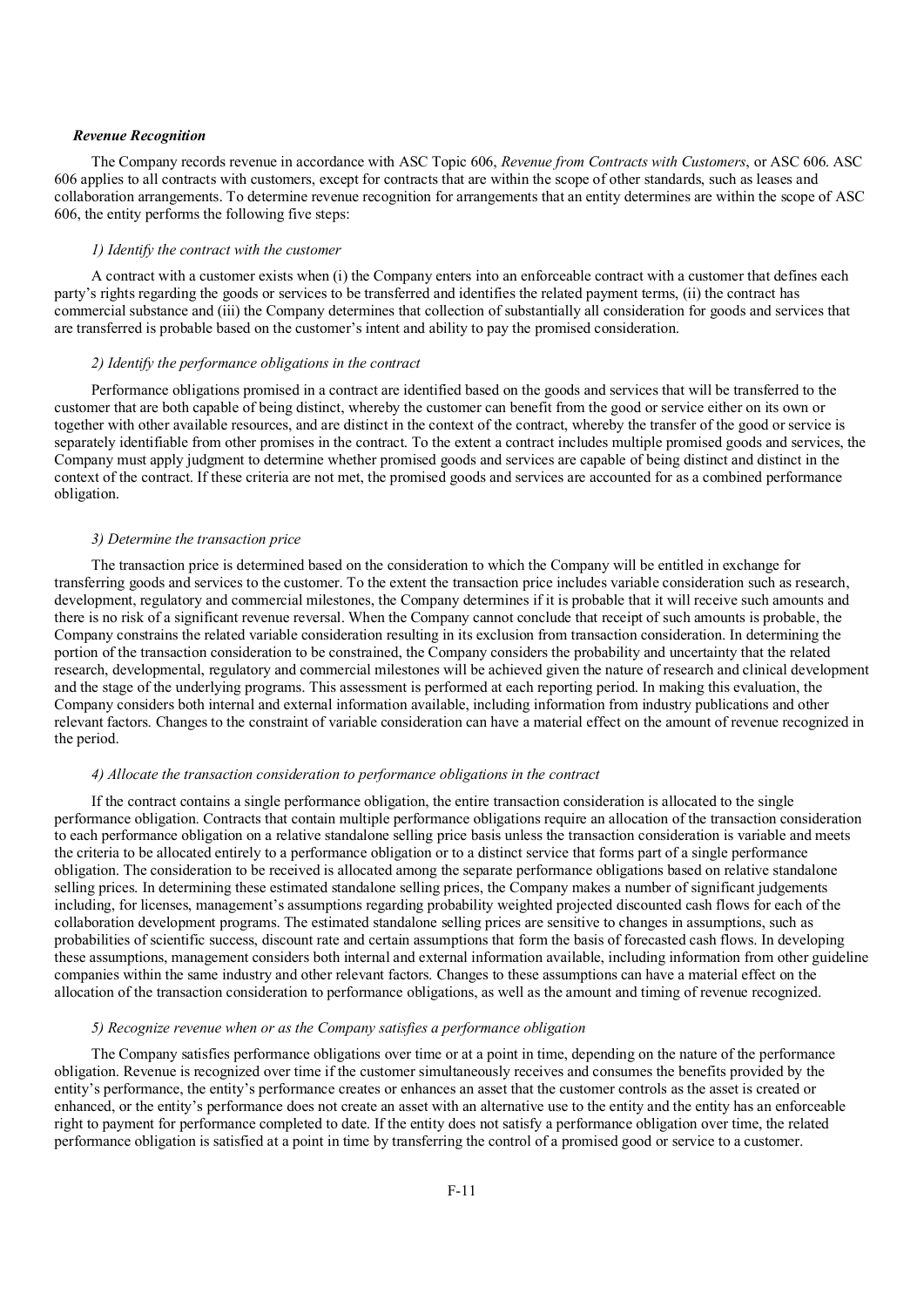***Revenue Recognition***

The Company records revenue in accordance with ASC Topic 606, *Revenue from Contracts with Customers*, or ASC 606. ASC 606 applies to all contracts with customers, except for contracts that are within the scope of other standards, such as leases and collaboration arrangements. To determine revenue recognition for arrangements that an entity determines are within the scope of ASC 606, the entity performs the following five steps:

*1) Identify the contract with the customer*

A contract with a customer exists when (i) the Company enters into an enforceable contract with a customer that defines each party's rights regarding the goods or services to be transferred and identifies the related payment terms, (ii) the contract has commercial substance and (iii) the Company determines that collection of substantially all consideration for goods and services that are transferred is probable based on the customer's intent and ability to pay the promised consideration.

*2) Identify the performance obligations in the contract*

Performance obligations promised in a contract are identified based on the goods and services that will be transferred to the customer that are both capable of being distinct, whereby the customer can benefit from the good or service either on its own or together with other available resources, and are distinct in the context of the contract, whereby the transfer of the good or service is separately identifiable from other promises in the contract. To the extent a contract includes multiple promised goods and services, the Company must apply judgment to determine whether promised goods and services are capable of being distinct and distinct in the context of the contract. If these criteria are not met, the promised goods and services are accounted for as a combined performance obligation.

*3) Determine the transaction price*

The transaction price is determined based on the consideration to which the Company will be entitled in exchange for transferring goods and services to the customer. To the extent the transaction price includes variable consideration such as research, development, regulatory and commercial milestones, the Company determines if it is probable that it will receive such amounts and there is no risk of a significant revenue reversal. When the Company cannot conclude that receipt of such amounts is probable, the Company constrains the related variable consideration resulting in its exclusion from transaction consideration. In determining the portion of the transaction consideration to be constrained, the Company considers the probability and uncertainty that the related research, developmental, regulatory and commercial milestones will be achieved given the nature of research and clinical development and the stage of the underlying programs. This assessment is performed at each reporting period. In making this evaluation, the Company considers both internal and external information available, including information from industry publications and other relevant factors. Changes to the constraint of variable consideration can have a material effect on the amount of revenue recognized in the period.

*4) Allocate the transaction consideration to performance obligations in the contract*

If the contract contains a single performance obligation, the entire transaction consideration is allocated to the single performance obligation. Contracts that contain multiple performance obligations require an allocation of the transaction consideration to each performance obligation on a relative standalone selling price basis unless the transaction consideration is variable and meets the criteria to be allocated entirely to a performance obligation or to a distinct service that forms part of a single performance obligation. The consideration to be received is allocated among the separate performance obligations based on relative standalone selling prices. In determining these estimated standalone selling prices, the Company makes a number of significant judgements including, for licenses, management's assumptions regarding probability weighted projected discounted cash flows for each of the collaboration development programs. The estimated standalone selling prices are sensitive to changes in assumptions, such as probabilities of scientific success, discount rate and certain assumptions that form the basis of forecasted cash flows. In developing these assumptions, management considers both internal and external information available, including information from other guideline companies within the same industry and other relevant factors. Changes to these assumptions can have a material effect on the allocation of the transaction consideration to performance obligations, as well as the amount and timing of revenue recognized.

*5) Recognize revenue when or as the Company satisfies a performance obligation*

The Company satisfies performance obligations over time or at a point in time, depending on the nature of the performance obligation. Revenue is recognized over time if the customer simultaneously receives and consumes the benefits provided by the entity's performance, the entity's performance creates or enhances an asset that the customer controls as the asset is created or enhanced, or the entity's performance does not create an asset with an alternative use to the entity and the entity has an enforceable right to payment for performance completed to date. If the entity does not satisfy a performance obligation over time, the related performance obligation is satisfied at a point in time by transferring the control of a promised good or service to a customer.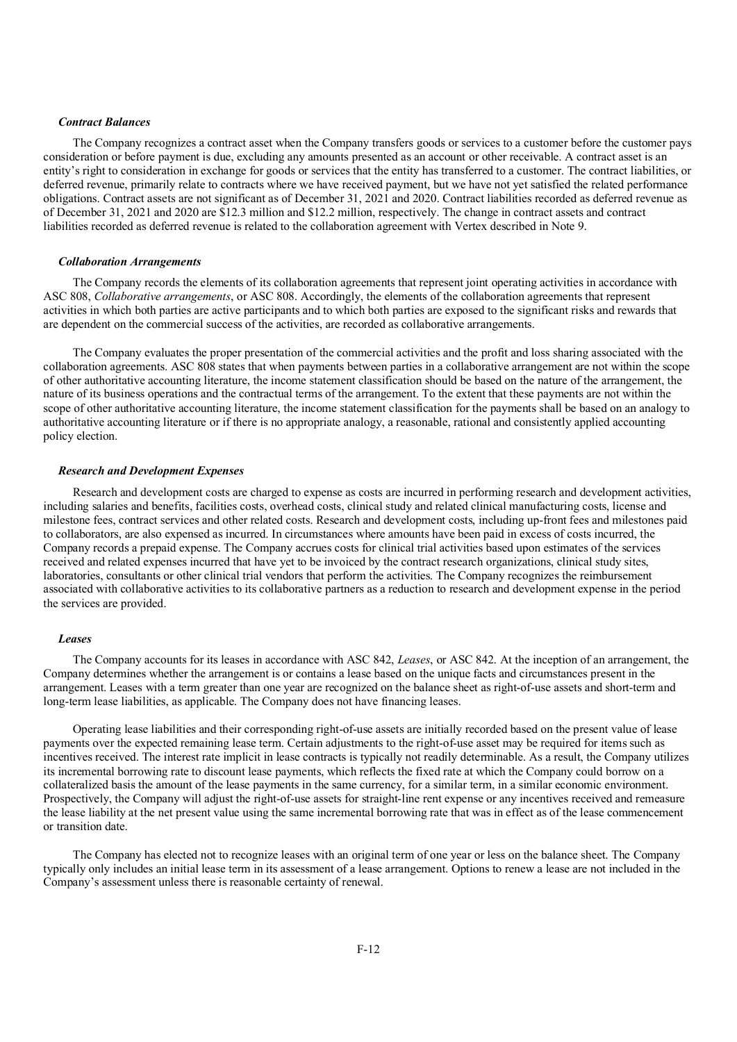*Contract Balances*

The Company recognizes a contract asset when the Company transfers goods or services to a customer before the customer pays consideration or before payment is due, excluding any amounts presented as an account or other receivable. A contract asset is an entity's right to consideration in exchange for goods or services that the entity has transferred to a customer. The contract liabilities, or deferred revenue, primarily relate to contracts where we have received payment, but we have not yet satisfied the related performance obligations. Contract assets are not significant as of December 31, 2021 and 2020. Contract liabilities recorded as deferred revenue as of December 31, 2021 and 2020 are $12.3 million and $12.2 million, respectively. The change in contract assets and contract liabilities recorded as deferred revenue is related to the collaboration agreement with Vertex described in Note 9.

*Collaboration Arrangements*

The Company records the elements of its collaboration agreements that represent joint operating activities in accordance with ASC 808, *Collaborative arrangements*, or ASC 808. Accordingly, the elements of the collaboration agreements that represent activities in which both parties are active participants and to which both parties are exposed to the significant risks and rewards that are dependent on the commercial success of the activities, are recorded as collaborative arrangements.

The Company evaluates the proper presentation of the commercial activities and the profit and loss sharing associated with the collaboration agreements. ASC 808 states that when payments between parties in a collaborative arrangement are not within the scope of other authoritative accounting literature, the income statement classification should be based on the nature of the arrangement, the nature of its business operations and the contractual terms of the arrangement. To the extent that these payments are not within the scope of other authoritative accounting literature, the income statement classification for the payments shall be based on an analogy to authoritative accounting literature or if there is no appropriate analogy, a reasonable, rational and consistently applied accounting policy election.

*Research and Development Expenses*

Research and development costs are charged to expense as costs are incurred in performing research and development activities, including salaries and benefits, facilities costs, overhead costs, clinical study and related clinical manufacturing costs, license and milestone fees, contract services and other related costs. Research and development costs, including up-front fees and milestones paid to collaborators, are also expensed as incurred. In circumstances where amounts have been paid in excess of costs incurred, the Company records a prepaid expense. The Company accrues costs for clinical trial activities based upon estimates of the services received and related expenses incurred that have yet to be invoiced by the contract research organizations, clinical study sites, laboratories, consultants or other clinical trial vendors that perform the activities. The Company recognizes the reimbursement associated with collaborative activities to its collaborative partners as a reduction to research and development expense in the period the services are provided.

*Leases*

The Company accounts for its leases in accordance with ASC 842, *Leases*, or ASC 842. At the inception of an arrangement, the Company determines whether the arrangement is or contains a lease based on the unique facts and circumstances present in the arrangement. Leases with a term greater than one year are recognized on the balance sheet as right-of-use assets and short-term and long-term lease liabilities, as applicable. The Company does not have financing leases.

Operating lease liabilities and their corresponding right-of-use assets are initially recorded based on the present value of lease payments over the expected remaining lease term. Certain adjustments to the right-of-use asset may be required for items such as incentives received. The interest rate implicit in lease contracts is typically not readily determinable. As a result, the Company utilizes its incremental borrowing rate to discount lease payments, which reflects the fixed rate at which the Company could borrow on a collateralized basis the amount of the lease payments in the same currency, for a similar term, in a similar economic environment. Prospectively, the Company will adjust the right-of-use assets for straight-line rent expense or any incentives received and remeasure the lease liability at the net present value using the same incremental borrowing rate that was in effect as of the lease commencement or transition date.

The Company has elected not to recognize leases with an original term of one year or less on the balance sheet. The Company typically only includes an initial lease term in its assessment of a lease arrangement. Options to renew a lease are not included in the Company's assessment unless there is reasonable certainty of renewal.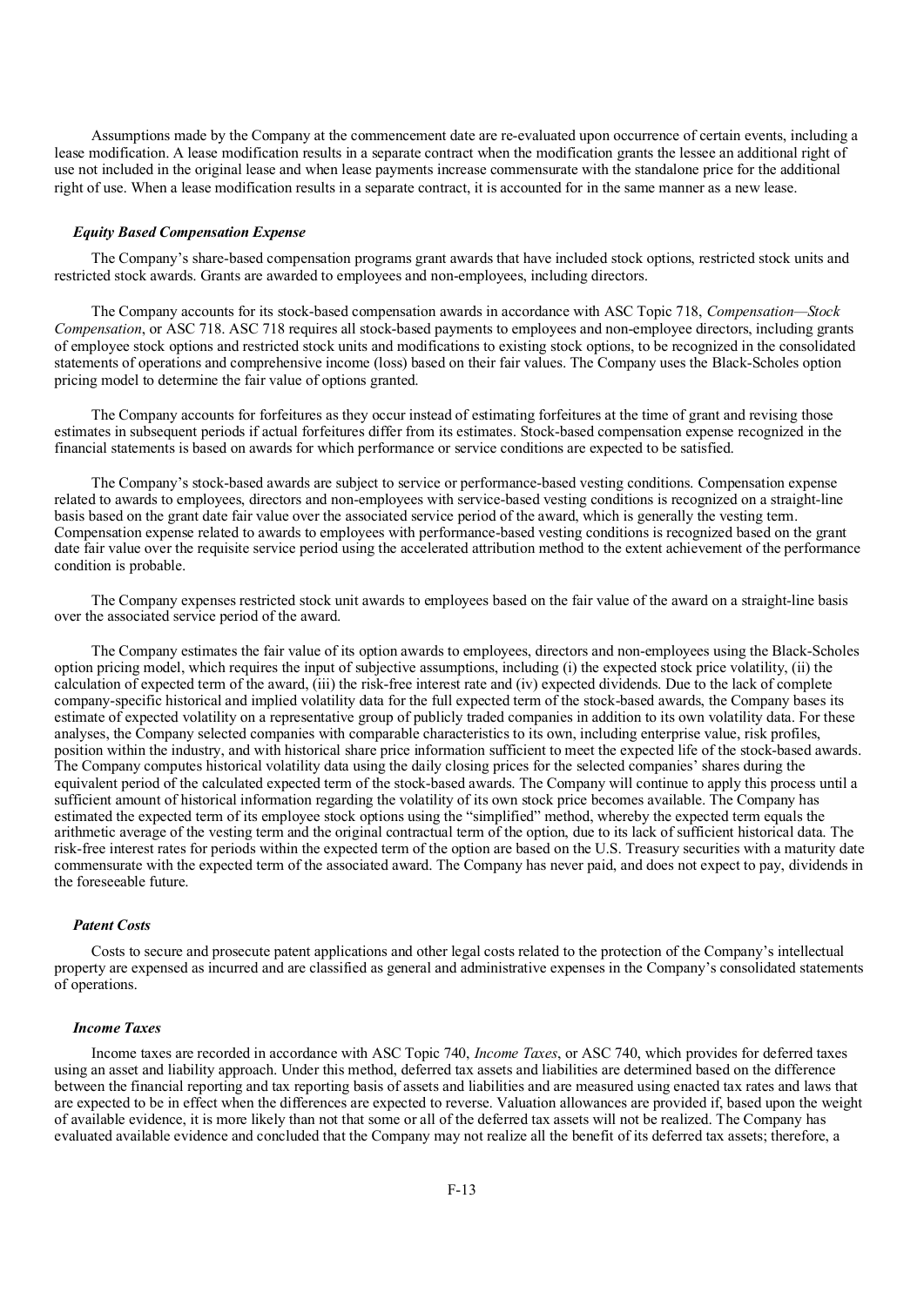Assumptions made by the Company at the commencement date are re-evaluated upon occurrence of certain events, including a lease modification. A lease modification results in a separate contract when the modification grants the lessee an additional right of use not included in the original lease and when lease payments increase commensurate with the standalone price for the additional right of use. When a lease modification results in a separate contract, it is accounted for in the same manner as a new lease.

***Equity Based Compensation Expense***

The Company's share-based compensation programs grant awards that have included stock options, restricted stock units and restricted stock awards. Grants are awarded to employees and non-employees, including directors.

The Company accounts for its stock-based compensation awards in accordance with ASC Topic 718, *Compensation—Stock Compensation*, or ASC 718. ASC 718 requires all stock-based payments to employees and non-employee directors, including grants of employee stock options and restricted stock units and modifications to existing stock options, to be recognized in the consolidated statements of operations and comprehensive income (loss) based on their fair values. The Company uses the Black-Scholes option pricing model to determine the fair value of options granted.

The Company accounts for forfeitures as they occur instead of estimating forfeitures at the time of grant and revising those estimates in subsequent periods if actual forfeitures differ from its estimates. Stock-based compensation expense recognized in the financial statements is based on awards for which performance or service conditions are expected to be satisfied.

The Company's stock-based awards are subject to service or performance-based vesting conditions. Compensation expense related to awards to employees, directors and non-employees with service-based vesting conditions is recognized on a straight-line basis based on the grant date fair value over the associated service period of the award, which is generally the vesting term. Compensation expense related to awards to employees with performance-based vesting conditions is recognized based on the grant date fair value over the requisite service period using the accelerated attribution method to the extent achievement of the performance condition is probable.

The Company expenses restricted stock unit awards to employees based on the fair value of the award on a straight-line basis over the associated service period of the award.

The Company estimates the fair value of its option awards to employees, directors and non-employees using the Black-Scholes option pricing model, which requires the input of subjective assumptions, including (i) the expected stock price volatility, (ii) the calculation of expected term of the award, (iii) the risk-free interest rate and (iv) expected dividends. Due to the lack of complete company-specific historical and implied volatility data for the full expected term of the stock-based awards, the Company bases its estimate of expected volatility on a representative group of publicly traded companies in addition to its own volatility data. For these analyses, the Company selected companies with comparable characteristics to its own, including enterprise value, risk profiles, position within the industry, and with historical share price information sufficient to meet the expected life of the stock-based awards. The Company computes historical volatility data using the daily closing prices for the selected companies' shares during the equivalent period of the calculated expected term of the stock-based awards. The Company will continue to apply this process until a sufficient amount of historical information regarding the volatility of its own stock price becomes available. The Company has estimated the expected term of its employee stock options using the "simplified" method, whereby the expected term equals the arithmetic average of the vesting term and the original contractual term of the option, due to its lack of sufficient historical data. The risk-free interest rates for periods within the expected term of the option are based on the U.S. Treasury securities with a maturity date commensurate with the expected term of the associated award. The Company has never paid, and does not expect to pay, dividends in the foreseeable future.

***Patent Costs***

Costs to secure and prosecute patent applications and other legal costs related to the protection of the Company's intellectual property are expensed as incurred and are classified as general and administrative expenses in the Company's consolidated statements of operations.

***Income Taxes***

Income taxes are recorded in accordance with ASC Topic 740, *Income Taxes*, or ASC 740, which provides for deferred taxes using an asset and liability approach. Under this method, deferred tax assets and liabilities are determined based on the difference between the financial reporting and tax reporting basis of assets and liabilities and are measured using enacted tax rates and laws that are expected to be in effect when the differences are expected to reverse. Valuation allowances are provided if, based upon the weight of available evidence, it is more likely than not that some or all of the deferred tax assets will not be realized. The Company has evaluated available evidence and concluded that the Company may not realize all the benefit of its deferred tax assets; therefore, a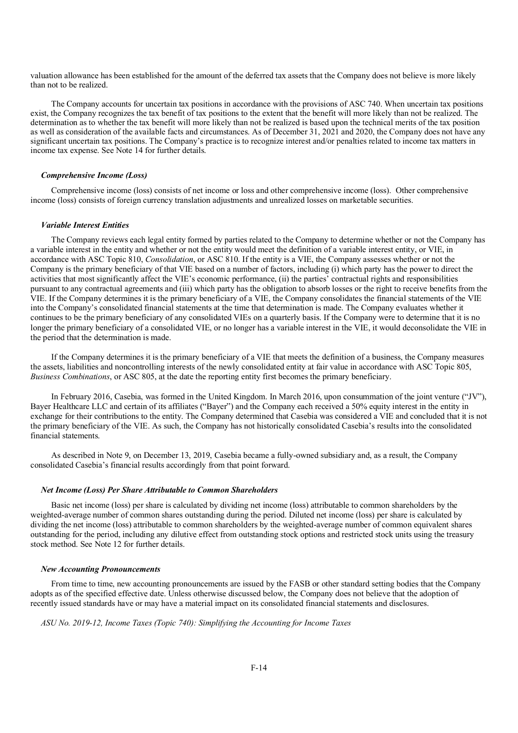valuation allowance has been established for the amount of the deferred tax assets that the Company does not believe is more likely than not to be realized.

The Company accounts for uncertain tax positions in accordance with the provisions of ASC 740. When uncertain tax positions exist, the Company recognizes the tax benefit of tax positions to the extent that the benefit will more likely than not be realized. The determination as to whether the tax benefit will more likely than not be realized is based upon the technical merits of the tax position as well as consideration of the available facts and circumstances. As of December 31, 2021 and 2020, the Company does not have any significant uncertain tax positions. The Company's practice is to recognize interest and/or penalties related to income tax matters in income tax expense. See Note 14 for further details.

***Comprehensive Income (Loss)***

Comprehensive income (loss) consists of net income or loss and other comprehensive income (loss). Other comprehensive income (loss) consists of foreign currency translation adjustments and unrealized losses on marketable securities.

***Variable Interest Entities***

The Company reviews each legal entity formed by parties related to the Company to determine whether or not the Company has a variable interest in the entity and whether or not the entity would meet the definition of a variable interest entity, or VIE, in accordance with ASC Topic 810, *Consolidation*, or ASC 810. If the entity is a VIE, the Company assesses whether or not the Company is the primary beneficiary of that VIE based on a number of factors, including (i) which party has the power to direct the activities that most significantly affect the VIE's economic performance, (ii) the parties' contractual rights and responsibilities pursuant to any contractual agreements and (iii) which party has the obligation to absorb losses or the right to receive benefits from the VIE. If the Company determines it is the primary beneficiary of a VIE, the Company consolidates the financial statements of the VIE into the Company's consolidated financial statements at the time that determination is made. The Company evaluates whether it continues to be the primary beneficiary of any consolidated VIEs on a quarterly basis. If the Company were to determine that it is no longer the primary beneficiary of a consolidated VIE, or no longer has a variable interest in the VIE, it would deconsolidate the VIE in the period that the determination is made.

If the Company determines it is the primary beneficiary of a VIE that meets the definition of a business, the Company measures the assets, liabilities and noncontrolling interests of the newly consolidated entity at fair value in accordance with ASC Topic 805, *Business Combinations*, or ASC 805, at the date the reporting entity first becomes the primary beneficiary.

In February 2016, Casebia, was formed in the United Kingdom. In March 2016, upon consummation of the joint venture ("JV"), Bayer Healthcare LLC and certain of its affiliates ("Bayer") and the Company each received a 50% equity interest in the entity in exchange for their contributions to the entity. The Company determined that Casebia was considered a VIE and concluded that it is not the primary beneficiary of the VIE. As such, the Company has not historically consolidated Casebia's results into the consolidated financial statements.

As described in Note 9, on December 13, 2019, Casebia became a fully-owned subsidiary and, as a result, the Company consolidated Casebia's financial results accordingly from that point forward.

***Net Income (Loss) Per Share Attributable to Common Shareholders***

Basic net income (loss) per share is calculated by dividing net income (loss) attributable to common shareholders by the weighted-average number of common shares outstanding during the period. Diluted net income (loss) per share is calculated by dividing the net income (loss) attributable to common shareholders by the weighted-average number of common equivalent shares outstanding for the period, including any dilutive effect from outstanding stock options and restricted stock units using the treasury stock method. See Note 12 for further details.

***New Accounting Pronouncements***

From time to time, new accounting pronouncements are issued by the FASB or other standard setting bodies that the Company adopts as of the specified effective date. Unless otherwise discussed below, the Company does not believe that the adoption of recently issued standards have or may have a material impact on its consolidated financial statements and disclosures.

*ASU No. 2019-12, Income Taxes (Topic 740): Simplifying the Accounting for Income Taxes*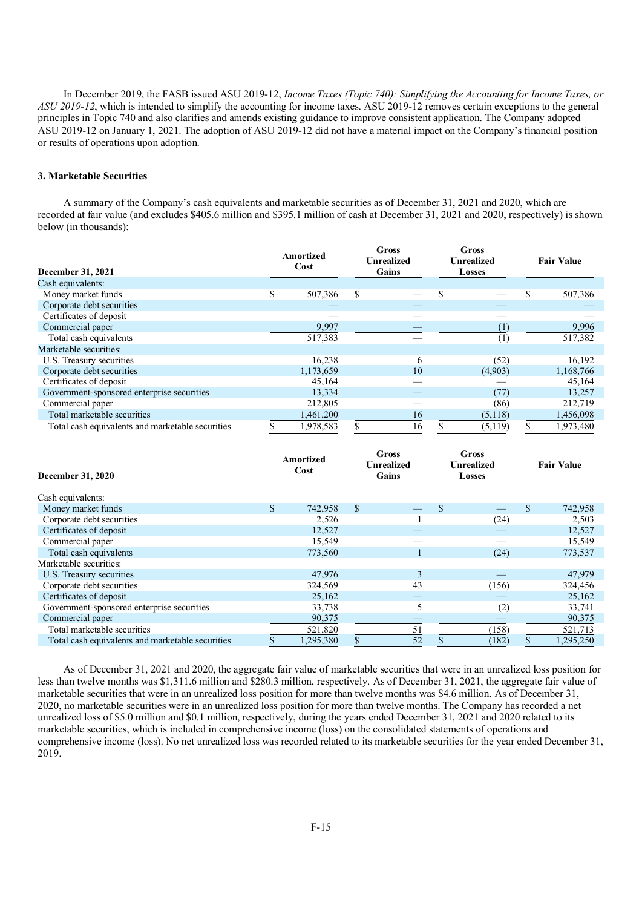In December 2019, the FASB issued ASU 2019-12, *Income Taxes (Topic 740): Simplifying the Accounting for Income Taxes, or ASU 2019-12*, which is intended to simplify the accounting for income taxes. ASU 2019-12 removes certain exceptions to the general principles in Topic 740 and also clarifies and amends existing guidance to improve consistent application. The Company adopted ASU 2019-12 on January 1, 2021. The adoption of ASU 2019-12 did not have a material impact on the Company's financial position or results of operations upon adoption.

### 3. Marketable Securities

A summary of the Company's cash equivalents and marketable securities as of December 31, 2021 and 2020, which are recorded at fair value (and excludes $405.6 million and $395.1 million of cash at December 31, 2021 and 2020, respectively) is shown below (in thousands):

| December 31, 2021 | Amortized Cost | Gross Unrealized Gains | Gross Unrealized Losses | Fair Value |
|---|---|---|---|---|
| Cash equivalents: | | | | |
| Money market funds | $ 507,386 | $ — | $ — | $ 507,386 |
| Corporate debt securities | — | — | — | — |
| Certificates of deposit | — | — | — | — |
| Commercial paper | 9,997 | — | (1) | 9,996 |
| Total cash equivalents | 517,383 | — | (1) | 517,382 |
| Marketable securities: | | | | |
| U.S. Treasury securities | 16,238 | 6 | (52) | 16,192 |
| Corporate debt securities | 1,173,659 | 10 | (4,903) | 1,168,766 |
| Certificates of deposit | 45,164 | — | — | 45,164 |
| Government-sponsored enterprise securities | 13,334 | — | (77) | 13,257 |
| Commercial paper | 212,805 | — | (86) | 212,719 |
| Total marketable securities | 1,461,200 | 16 | (5,118) | 1,456,098 |
| Total cash equivalents and marketable securities | $ 1,978,583 | $ 16 | $ (5,119) | $ 1,973,480 |

| December 31, 2020 | Amortized Cost | Gross Unrealized Gains | Gross Unrealized Losses | Fair Value |
|---|---|---|---|---|
| Cash equivalents: | | | | |
| Money market funds | $ 742,958 | $ — | $ — | $ 742,958 |
| Corporate debt securities | 2,526 | 1 | (24) | 2,503 |
| Certificates of deposit | 12,527 | — | — | 12,527 |
| Commercial paper | 15,549 | — | — | 15,549 |
| Total cash equivalents | 773,560 | 1 | (24) | 773,537 |
| Marketable securities: | | | | |
| U.S. Treasury securities | 47,976 | 3 | — | 47,979 |
| Corporate debt securities | 324,569 | 43 | (156) | 324,456 |
| Certificates of deposit | 25,162 | — | — | 25,162 |
| Government-sponsored enterprise securities | 33,738 | 5 | (2) | 33,741 |
| Commercial paper | 90,375 | — | — | 90,375 |
| Total marketable securities | 521,820 | 51 | (158) | 521,713 |
| Total cash equivalents and marketable securities | $ 1,295,380 | $ 52 | $ (182) | $ 1,295,250 |

As of December 31, 2021 and 2020, the aggregate fair value of marketable securities that were in an unrealized loss position for less than twelve months was $1,311.6 million and $280.3 million, respectively. As of December 31, 2021, the aggregate fair value of marketable securities that were in an unrealized loss position for more than twelve months was $4.6 million. As of December 31, 2020, no marketable securities were in an unrealized loss position for more than twelve months. The Company has recorded a net unrealized loss of $5.0 million and $0.1 million, respectively, during the years ended December 31, 2021 and 2020 related to its marketable securities, which is included in comprehensive income (loss) on the consolidated statements of operations and comprehensive income (loss). No net unrealized loss was recorded related to its marketable securities for the year ended December 31, 2019.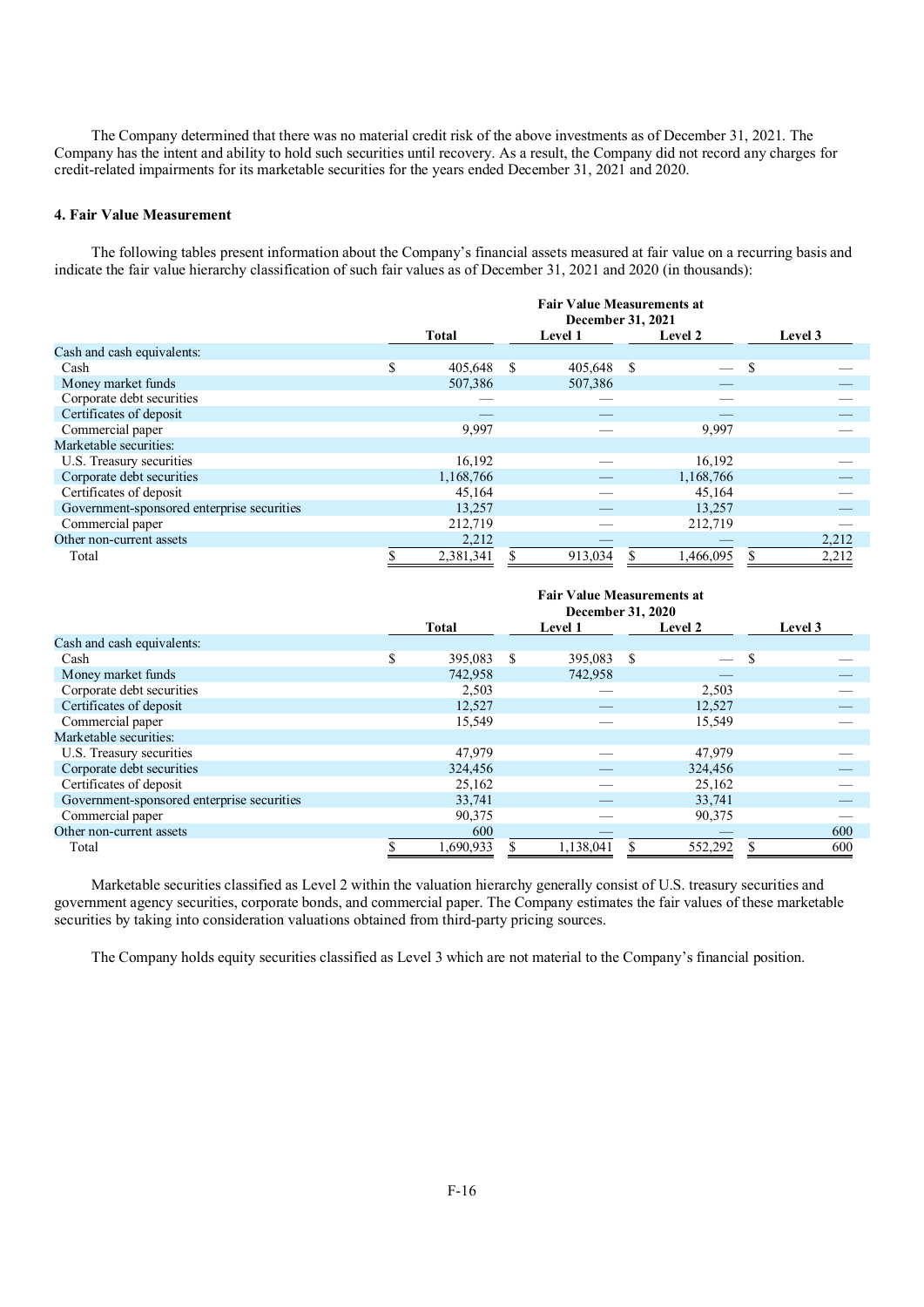The Company determined that there was no material credit risk of the above investments as of December 31, 2021. The Company has the intent and ability to hold such securities until recovery. As a result, the Company did not record any charges for credit-related impairments for its marketable securities for the years ended December 31, 2021 and 2020.

**4. Fair Value Measurement**

The following tables present information about the Company's financial assets measured at fair value on a recurring basis and indicate the fair value hierarchy classification of such fair values as of December 31, 2021 and 2020 (in thousands):

| | Fair Value Measurements at December 31, 2021 | | | |
|---|---|---|---|---|
| | Total | Level 1 | Level 2 | Level 3 |
| Cash and cash equivalents: | | | | |
| Cash | $ 405,648 | $ 405,648 | $ — | $ — |
| Money market funds | 507,386 | 507,386 | — | — |
| Corporate debt securities | — | — | — | — |
| Certificates of deposit | — | — | — | — |
| Commercial paper | 9,997 | — | 9,997 | — |
| Marketable securities: | | | | |
| U.S. Treasury securities | 16,192 | — | 16,192 | — |
| Corporate debt securities | 1,168,766 | — | 1,168,766 | — |
| Certificates of deposit | 45,164 | — | 45,164 | — |
| Government-sponsored enterprise securities | 13,257 | — | 13,257 | — |
| Commercial paper | 212,719 | — | 212,719 | — |
| Other non-current assets | 2,212 | — | — | 2,212 |
| Total | $ 2,381,341 | $ 913,034 | $ 1,466,095 | $ 2,212 |

| | Fair Value Measurements at December 31, 2020 | | | |
|---|---|---|---|---|
| | Total | Level 1 | Level 2 | Level 3 |
| Cash and cash equivalents: | | | | |
| Cash | $ 395,083 | $ 395,083 | $ — | $ — |
| Money market funds | 742,958 | 742,958 | — | — |
| Corporate debt securities | 2,503 | — | 2,503 | — |
| Certificates of deposit | 12,527 | — | 12,527 | — |
| Commercial paper | 15,549 | — | 15,549 | — |
| Marketable securities: | | | | |
| U.S. Treasury securities | 47,979 | — | 47,979 | — |
| Corporate debt securities | 324,456 | — | 324,456 | — |
| Certificates of deposit | 25,162 | — | 25,162 | — |
| Government-sponsored enterprise securities | 33,741 | — | 33,741 | — |
| Commercial paper | 90,375 | — | 90,375 | — |
| Other non-current assets | 600 | — | — | 600 |
| Total | $ 1,690,933 | $ 1,138,041 | $ 552,292 | $ 600 |

Marketable securities classified as Level 2 within the valuation hierarchy generally consist of U.S. treasury securities and government agency securities, corporate bonds, and commercial paper. The Company estimates the fair values of these marketable securities by taking into consideration valuations obtained from third-party pricing sources.

The Company holds equity securities classified as Level 3 which are not material to the Company's financial position.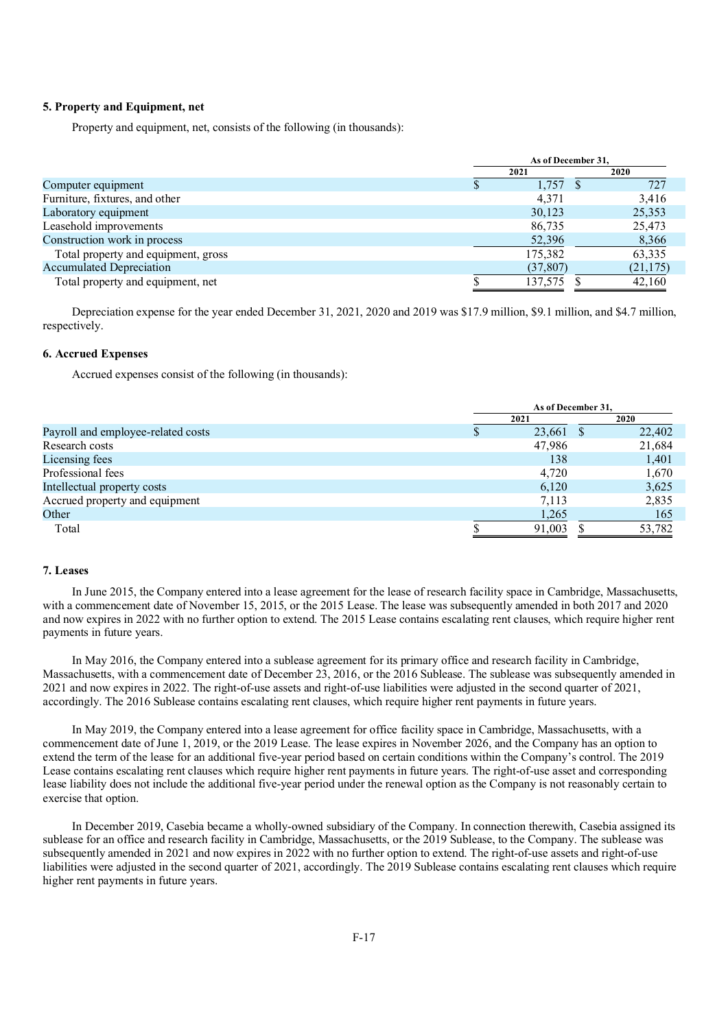### 5. Property and Equipment, net

Property and equipment, net, consists of the following (in thousands):

| | As of December 31, | |
|---|---|---|
| | 2021 | 2020 |
| Computer equipment | $ 1,757 | $ 727 |
| Furniture, fixtures, and other | 4,371 | 3,416 |
| Laboratory equipment | 30,123 | 25,353 |
| Leasehold improvements | 86,735 | 25,473 |
| Construction work in process | 52,396 | 8,366 |
| Total property and equipment, gross | 175,382 | 63,335 |
| Accumulated Depreciation | (37,807) | (21,175) |
| Total property and equipment, net | $ 137,575 | $ 42,160 |

Depreciation expense for the year ended December 31, 2021, 2020 and 2019 was $17.9 million, $9.1 million, and $4.7 million, respectively.

### 6. Accrued Expenses

Accrued expenses consist of the following (in thousands):

| | As of December 31, | |
|---|---|---|
| | 2021 | 2020 |
| Payroll and employee-related costs | $ 23,661 | $ 22,402 |
| Research costs | 47,986 | 21,684 |
| Licensing fees | 138 | 1,401 |
| Professional fees | 4,720 | 1,670 |
| Intellectual property costs | 6,120 | 3,625 |
| Accrued property and equipment | 7,113 | 2,835 |
| Other | 1,265 | 165 |
| Total | $ 91,003 | $ 53,782 |

### 7. Leases

In June 2015, the Company entered into a lease agreement for the lease of research facility space in Cambridge, Massachusetts, with a commencement date of November 15, 2015, or the 2015 Lease. The lease was subsequently amended in both 2017 and 2020 and now expires in 2022 with no further option to extend. The 2015 Lease contains escalating rent clauses, which require higher rent payments in future years.

In May 2016, the Company entered into a sublease agreement for its primary office and research facility in Cambridge, Massachusetts, with a commencement date of December 23, 2016, or the 2016 Sublease. The sublease was subsequently amended in 2021 and now expires in 2022. The right-of-use assets and right-of-use liabilities were adjusted in the second quarter of 2021, accordingly. The 2016 Sublease contains escalating rent clauses, which require higher rent payments in future years.

In May 2019, the Company entered into a lease agreement for office facility space in Cambridge, Massachusetts, with a commencement date of June 1, 2019, or the 2019 Lease. The lease expires in November 2026, and the Company has an option to extend the term of the lease for an additional five-year period based on certain conditions within the Company's control. The 2019 Lease contains escalating rent clauses which require higher rent payments in future years. The right-of-use asset and corresponding lease liability does not include the additional five-year period under the renewal option as the Company is not reasonably certain to exercise that option.

In December 2019, Casebia became a wholly-owned subsidiary of the Company. In connection therewith, Casebia assigned its sublease for an office and research facility in Cambridge, Massachusetts, or the 2019 Sublease, to the Company. The sublease was subsequently amended in 2021 and now expires in 2022 with no further option to extend. The right-of-use assets and right-of-use liabilities were adjusted in the second quarter of 2021, accordingly. The 2019 Sublease contains escalating rent clauses which require higher rent payments in future years.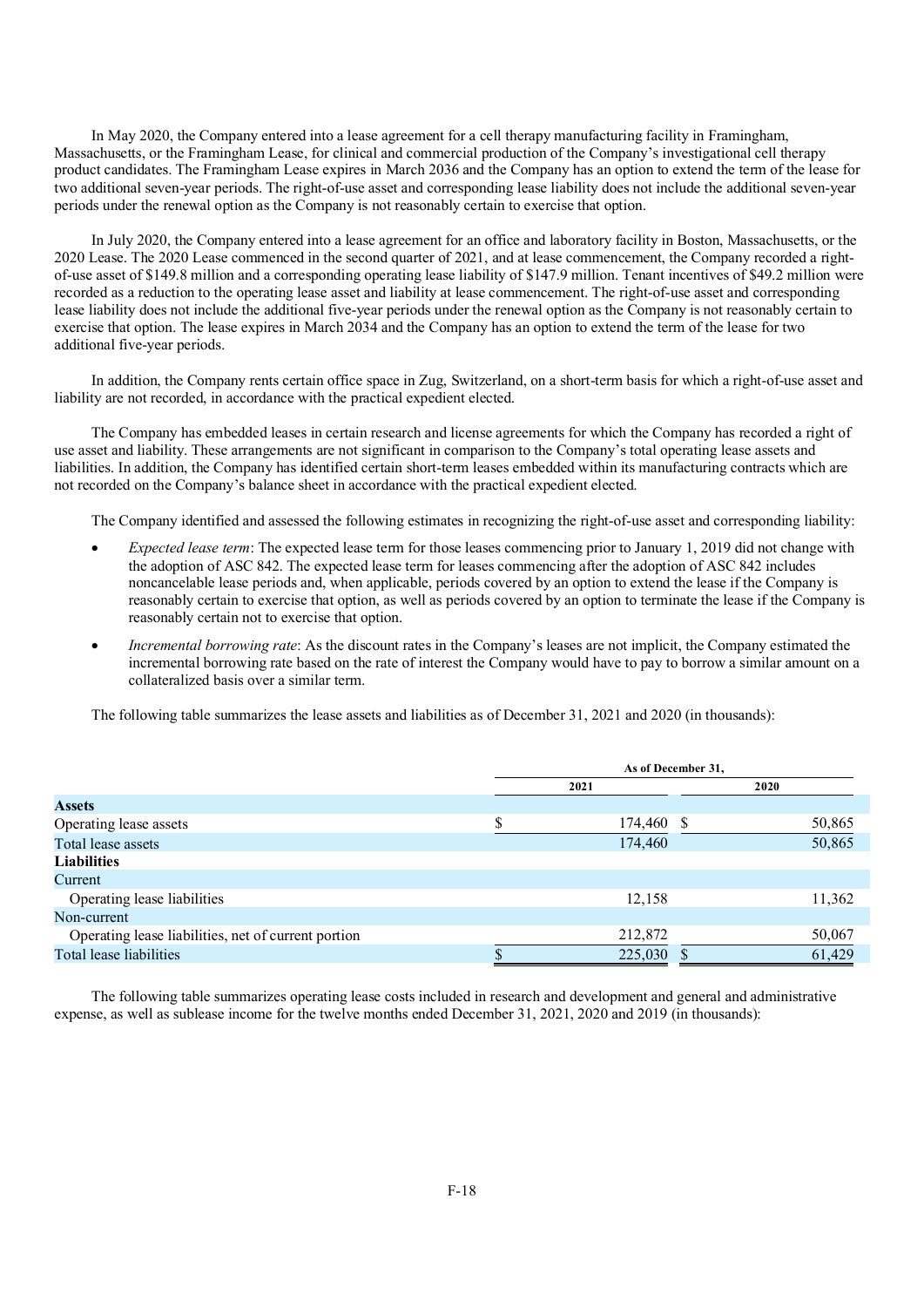In May 2020, the Company entered into a lease agreement for a cell therapy manufacturing facility in Framingham, Massachusetts, or the Framingham Lease, for clinical and commercial production of the Company's investigational cell therapy product candidates. The Framingham Lease expires in March 2036 and the Company has an option to extend the term of the lease for two additional seven-year periods. The right-of-use asset and corresponding lease liability does not include the additional seven-year periods under the renewal option as the Company is not reasonably certain to exercise that option.

In July 2020, the Company entered into a lease agreement for an office and laboratory facility in Boston, Massachusetts, or the 2020 Lease. The 2020 Lease commenced in the second quarter of 2021, and at lease commencement, the Company recorded a right-of-use asset of $149.8 million and a corresponding operating lease liability of $147.9 million. Tenant incentives of $49.2 million were recorded as a reduction to the operating lease asset and liability at lease commencement. The right-of-use asset and corresponding lease liability does not include the additional five-year periods under the renewal option as the Company is not reasonably certain to exercise that option. The lease expires in March 2034 and the Company has an option to extend the term of the lease for two additional five-year periods.

In addition, the Company rents certain office space in Zug, Switzerland, on a short-term basis for which a right-of-use asset and liability are not recorded, in accordance with the practical expedient elected.

The Company has embedded leases in certain research and license agreements for which the Company has recorded a right of use asset and liability. These arrangements are not significant in comparison to the Company's total operating lease assets and liabilities. In addition, the Company has identified certain short-term leases embedded within its manufacturing contracts which are not recorded on the Company's balance sheet in accordance with the practical expedient elected.

The Company identified and assessed the following estimates in recognizing the right-of-use asset and corresponding liability:

- *Expected lease term*: The expected lease term for those leases commencing prior to January 1, 2019 did not change with the adoption of ASC 842. The expected lease term for leases commencing after the adoption of ASC 842 includes noncancelable lease periods and, when applicable, periods covered by an option to extend the lease if the Company is reasonably certain to exercise that option, as well as periods covered by an option to terminate the lease if the Company is reasonably certain not to exercise that option.
- *Incremental borrowing rate*: As the discount rates in the Company's leases are not implicit, the Company estimated the incremental borrowing rate based on the rate of interest the Company would have to pay to borrow a similar amount on a collateralized basis over a similar term.

The following table summarizes the lease assets and liabilities as of December 31, 2021 and 2020 (in thousands):

| | As of December 31, | |
|---|---|---|
| | 2021 | 2020 |
| **Assets** | | |
| Operating lease assets | $ 174,460 | $ 50,865 |
| Total lease assets | 174,460 | 50,865 |
| **Liabilities** | | |
| Current | | |
| Operating lease liabilities | 12,158 | 11,362 |
| Non-current | | |
| Operating lease liabilities, net of current portion | 212,872 | 50,067 |
| Total lease liabilities | $ 225,030 | $ 61,429 |

The following table summarizes operating lease costs included in research and development and general and administrative expense, as well as sublease income for the twelve months ended December 31, 2021, 2020 and 2019 (in thousands):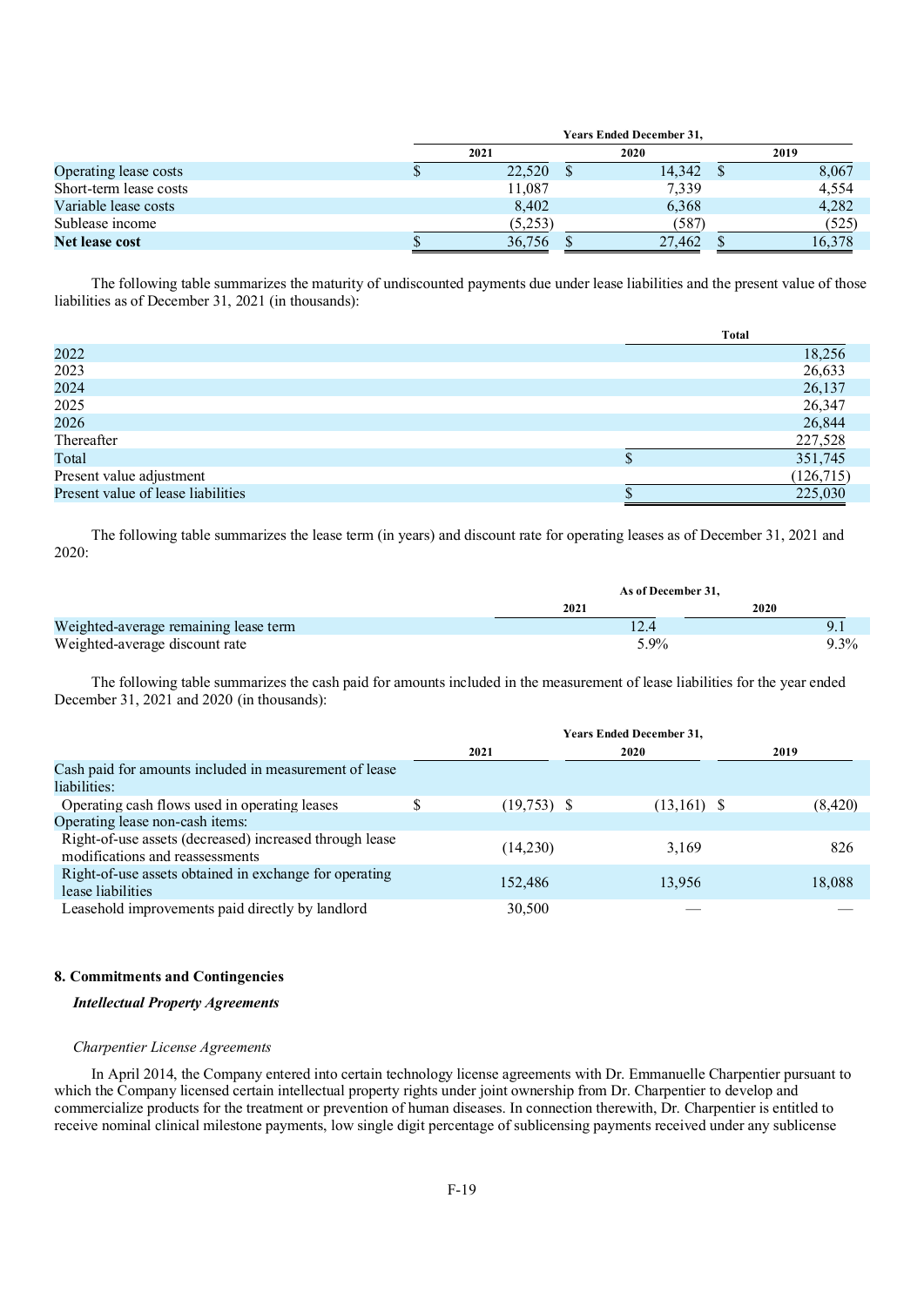| | Years Ended December 31, | | |
|---|---|---|---|
| | 2021 | 2020 | 2019 |
| Operating lease costs | $ 22,520 | $ 14,342 | $ 8,067 |
| Short-term lease costs | 11,087 | 7,339 | 4,554 |
| Variable lease costs | 8,402 | 6,368 | 4,282 |
| Sublease income | (5,253) | (587) | (525) |
| **Net lease cost** | $ 36,756 | $ 27,462 | $ 16,378 |

The following table summarizes the maturity of undiscounted payments due under lease liabilities and the present value of those liabilities as of December 31, 2021 (in thousands):

| | Total |
|---|---|
| 2022 | 18,256 |
| 2023 | 26,633 |
| 2024 | 26,137 |
| 2025 | 26,347 |
| 2026 | 26,844 |
| Thereafter | 227,528 |
| Total | $ 351,745 |
| Present value adjustment | (126,715) |
| Present value of lease liabilities | $ 225,030 |

The following table summarizes the lease term (in years) and discount rate for operating leases as of December 31, 2021 and 2020:

| | As of December 31, | |
|---|---|---|
| | 2021 | 2020 |
| Weighted-average remaining lease term | 12.4 | 9.1 |
| Weighted-average discount rate | 5.9% | 9.3% |

The following table summarizes the cash paid for amounts included in the measurement of lease liabilities for the year ended December 31, 2021 and 2020 (in thousands):

| | Years Ended December 31, | | |
|---|---|---|---|
| | 2021 | 2020 | 2019 |
| Cash paid for amounts included in measurement of lease liabilities: | | | |
| Operating cash flows used in operating leases | $ (19,753) | $ (13,161) | $ (8,420) |
| Operating lease non-cash items: | | | |
| Right-of-use assets (decreased) increased through lease modifications and reassessments | (14,230) | 3,169 | 826 |
| Right-of-use assets obtained in exchange for operating lease liabilities | 152,486 | 13,956 | 18,088 |
| Leasehold improvements paid directly by landlord | 30,500 | — | — |

## 8. Commitments and Contingencies

***Intellectual Property Agreements***

*Charpentier License Agreements*

In April 2014, the Company entered into certain technology license agreements with Dr. Emmanuelle Charpentier pursuant to which the Company licensed certain intellectual property rights under joint ownership from Dr. Charpentier to develop and commercialize products for the treatment or prevention of human diseases. In connection therewith, Dr. Charpentier is entitled to receive nominal clinical milestone payments, low single digit percentage of sublicensing payments received under any sublicense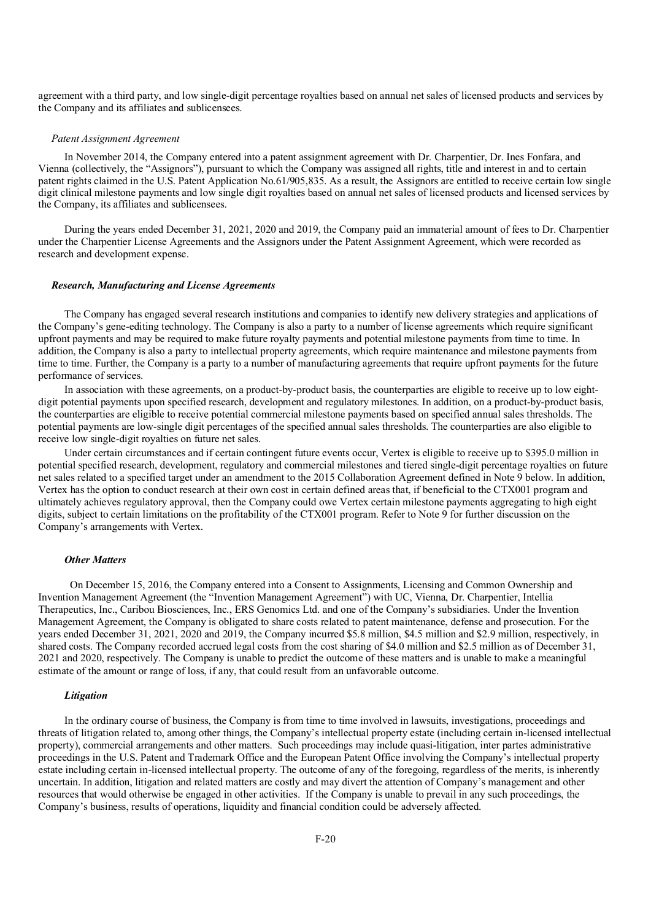agreement with a third party, and low single-digit percentage royalties based on annual net sales of licensed products and services by the Company and its affiliates and sublicensees.

*Patent Assignment Agreement*

In November 2014, the Company entered into a patent assignment agreement with Dr. Charpentier, Dr. Ines Fonfara, and Vienna (collectively, the "Assignors"), pursuant to which the Company was assigned all rights, title and interest in and to certain patent rights claimed in the U.S. Patent Application No.61/905,835. As a result, the Assignors are entitled to receive certain low single digit clinical milestone payments and low single digit royalties based on annual net sales of licensed products and licensed services by the Company, its affiliates and sublicensees.

During the years ended December 31, 2021, 2020 and 2019, the Company paid an immaterial amount of fees to Dr. Charpentier under the Charpentier License Agreements and the Assignors under the Patent Assignment Agreement, which were recorded as research and development expense.

***Research, Manufacturing and License Agreements***

The Company has engaged several research institutions and companies to identify new delivery strategies and applications of the Company's gene-editing technology. The Company is also a party to a number of license agreements which require significant upfront payments and may be required to make future royalty payments and potential milestone payments from time to time. In addition, the Company is also a party to intellectual property agreements, which require maintenance and milestone payments from time to time. Further, the Company is a party to a number of manufacturing agreements that require upfront payments for the future performance of services.

In association with these agreements, on a product-by-product basis, the counterparties are eligible to receive up to low eight-digit potential payments upon specified research, development and regulatory milestones. In addition, on a product-by-product basis, the counterparties are eligible to receive potential commercial milestone payments based on specified annual sales thresholds. The potential payments are low-single digit percentages of the specified annual sales thresholds. The counterparties are also eligible to receive low single-digit royalties on future net sales.

Under certain circumstances and if certain contingent future events occur, Vertex is eligible to receive up to $395.0 million in potential specified research, development, regulatory and commercial milestones and tiered single-digit percentage royalties on future net sales related to a specified target under an amendment to the 2015 Collaboration Agreement defined in Note 9 below. In addition, Vertex has the option to conduct research at their own cost in certain defined areas that, if beneficial to the CTX001 program and ultimately achieves regulatory approval, then the Company could owe Vertex certain milestone payments aggregating to high eight digits, subject to certain limitations on the profitability of the CTX001 program. Refer to Note 9 for further discussion on the Company's arrangements with Vertex.

***Other Matters***

On December 15, 2016, the Company entered into a Consent to Assignments, Licensing and Common Ownership and Invention Management Agreement (the "Invention Management Agreement") with UC, Vienna, Dr. Charpentier, Intellia Therapeutics, Inc., Caribou Biosciences, Inc., ERS Genomics Ltd. and one of the Company's subsidiaries. Under the Invention Management Agreement, the Company is obligated to share costs related to patent maintenance, defense and prosecution. For the years ended December 31, 2021, 2020 and 2019, the Company incurred $5.8 million, $4.5 million and $2.9 million, respectively, in shared costs. The Company recorded accrued legal costs from the cost sharing of $4.0 million and $2.5 million as of December 31, 2021 and 2020, respectively. The Company is unable to predict the outcome of these matters and is unable to make a meaningful estimate of the amount or range of loss, if any, that could result from an unfavorable outcome.

***Litigation***

In the ordinary course of business, the Company is from time to time involved in lawsuits, investigations, proceedings and threats of litigation related to, among other things, the Company's intellectual property estate (including certain in-licensed intellectual property), commercial arrangements and other matters. Such proceedings may include quasi-litigation, inter partes administrative proceedings in the U.S. Patent and Trademark Office and the European Patent Office involving the Company's intellectual property estate including certain in-licensed intellectual property. The outcome of any of the foregoing, regardless of the merits, is inherently uncertain. In addition, litigation and related matters are costly and may divert the attention of Company's management and other resources that would otherwise be engaged in other activities. If the Company is unable to prevail in any such proceedings, the Company's business, results of operations, liquidity and financial condition could be adversely affected.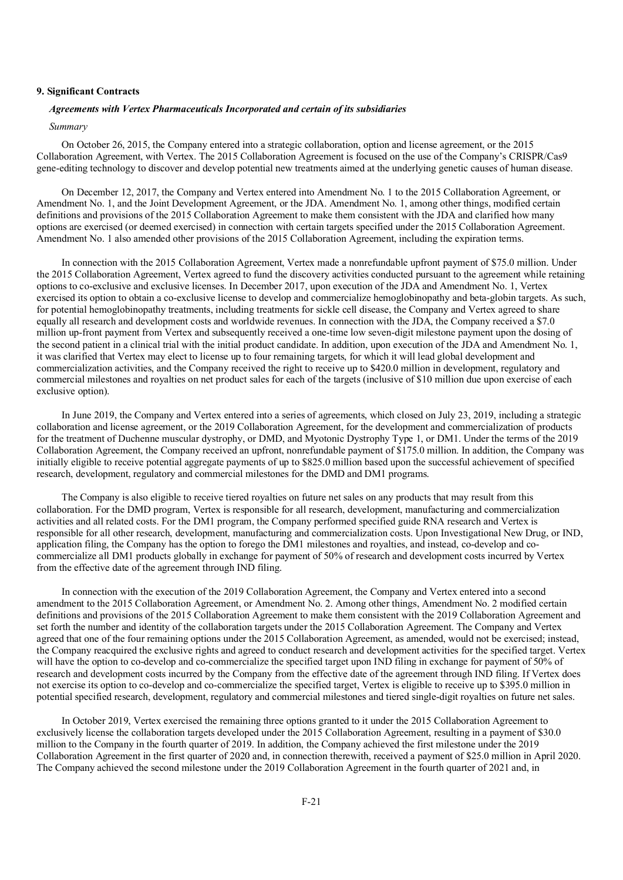### 9. Significant Contracts

***Agreements with Vertex Pharmaceuticals Incorporated and certain of its subsidiaries***

*Summary*

On October 26, 2015, the Company entered into a strategic collaboration, option and license agreement, or the 2015 Collaboration Agreement, with Vertex. The 2015 Collaboration Agreement is focused on the use of the Company's CRISPR/Cas9 gene-editing technology to discover and develop potential new treatments aimed at the underlying genetic causes of human disease.

On December 12, 2017, the Company and Vertex entered into Amendment No. 1 to the 2015 Collaboration Agreement, or Amendment No. 1, and the Joint Development Agreement, or the JDA. Amendment No. 1, among other things, modified certain definitions and provisions of the 2015 Collaboration Agreement to make them consistent with the JDA and clarified how many options are exercised (or deemed exercised) in connection with certain targets specified under the 2015 Collaboration Agreement. Amendment No. 1 also amended other provisions of the 2015 Collaboration Agreement, including the expiration terms.

In connection with the 2015 Collaboration Agreement, Vertex made a nonrefundable upfront payment of $75.0 million. Under the 2015 Collaboration Agreement, Vertex agreed to fund the discovery activities conducted pursuant to the agreement while retaining options to co-exclusive and exclusive licenses. In December 2017, upon execution of the JDA and Amendment No. 1, Vertex exercised its option to obtain a co-exclusive license to develop and commercialize hemoglobinopathy and beta-globin targets. As such, for potential hemoglobinopathy treatments, including treatments for sickle cell disease, the Company and Vertex agreed to share equally all research and development costs and worldwide revenues. In connection with the JDA, the Company received a $7.0 million up-front payment from Vertex and subsequently received a one-time low seven-digit milestone payment upon the dosing of the second patient in a clinical trial with the initial product candidate. In addition, upon execution of the JDA and Amendment No. 1, it was clarified that Vertex may elect to license up to four remaining targets, for which it will lead global development and commercialization activities, and the Company received the right to receive up to $420.0 million in development, regulatory and commercial milestones and royalties on net product sales for each of the targets (inclusive of $10 million due upon exercise of each exclusive option).

In June 2019, the Company and Vertex entered into a series of agreements, which closed on July 23, 2019, including a strategic collaboration and license agreement, or the 2019 Collaboration Agreement, for the development and commercialization of products for the treatment of Duchenne muscular dystrophy, or DMD, and Myotonic Dystrophy Type 1, or DM1. Under the terms of the 2019 Collaboration Agreement, the Company received an upfront, nonrefundable payment of $175.0 million. In addition, the Company was initially eligible to receive potential aggregate payments of up to $825.0 million based upon the successful achievement of specified research, development, regulatory and commercial milestones for the DMD and DM1 programs.

The Company is also eligible to receive tiered royalties on future net sales on any products that may result from this collaboration. For the DMD program, Vertex is responsible for all research, development, manufacturing and commercialization activities and all related costs. For the DM1 program, the Company performed specified guide RNA research and Vertex is responsible for all other research, development, manufacturing and commercialization costs. Upon Investigational New Drug, or IND, application filing, the Company has the option to forego the DM1 milestones and royalties, and instead, co-develop and co-commercialize all DM1 products globally in exchange for payment of 50% of research and development costs incurred by Vertex from the effective date of the agreement through IND filing.

In connection with the execution of the 2019 Collaboration Agreement, the Company and Vertex entered into a second amendment to the 2015 Collaboration Agreement, or Amendment No. 2. Among other things, Amendment No. 2 modified certain definitions and provisions of the 2015 Collaboration Agreement to make them consistent with the 2019 Collaboration Agreement and set forth the number and identity of the collaboration targets under the 2015 Collaboration Agreement. The Company and Vertex agreed that one of the four remaining options under the 2015 Collaboration Agreement, as amended, would not be exercised; instead, the Company reacquired the exclusive rights and agreed to conduct research and development activities for the specified target. Vertex will have the option to co-develop and co-commercialize the specified target upon IND filing in exchange for payment of 50% of research and development costs incurred by the Company from the effective date of the agreement through IND filing. If Vertex does not exercise its option to co-develop and co-commercialize the specified target, Vertex is eligible to receive up to $395.0 million in potential specified research, development, regulatory and commercial milestones and tiered single-digit royalties on future net sales.

In October 2019, Vertex exercised the remaining three options granted to it under the 2015 Collaboration Agreement to exclusively license the collaboration targets developed under the 2015 Collaboration Agreement, resulting in a payment of $30.0 million to the Company in the fourth quarter of 2019. In addition, the Company achieved the first milestone under the 2019 Collaboration Agreement in the first quarter of 2020 and, in connection therewith, received a payment of $25.0 million in April 2020. The Company achieved the second milestone under the 2019 Collaboration Agreement in the fourth quarter of 2021 and, in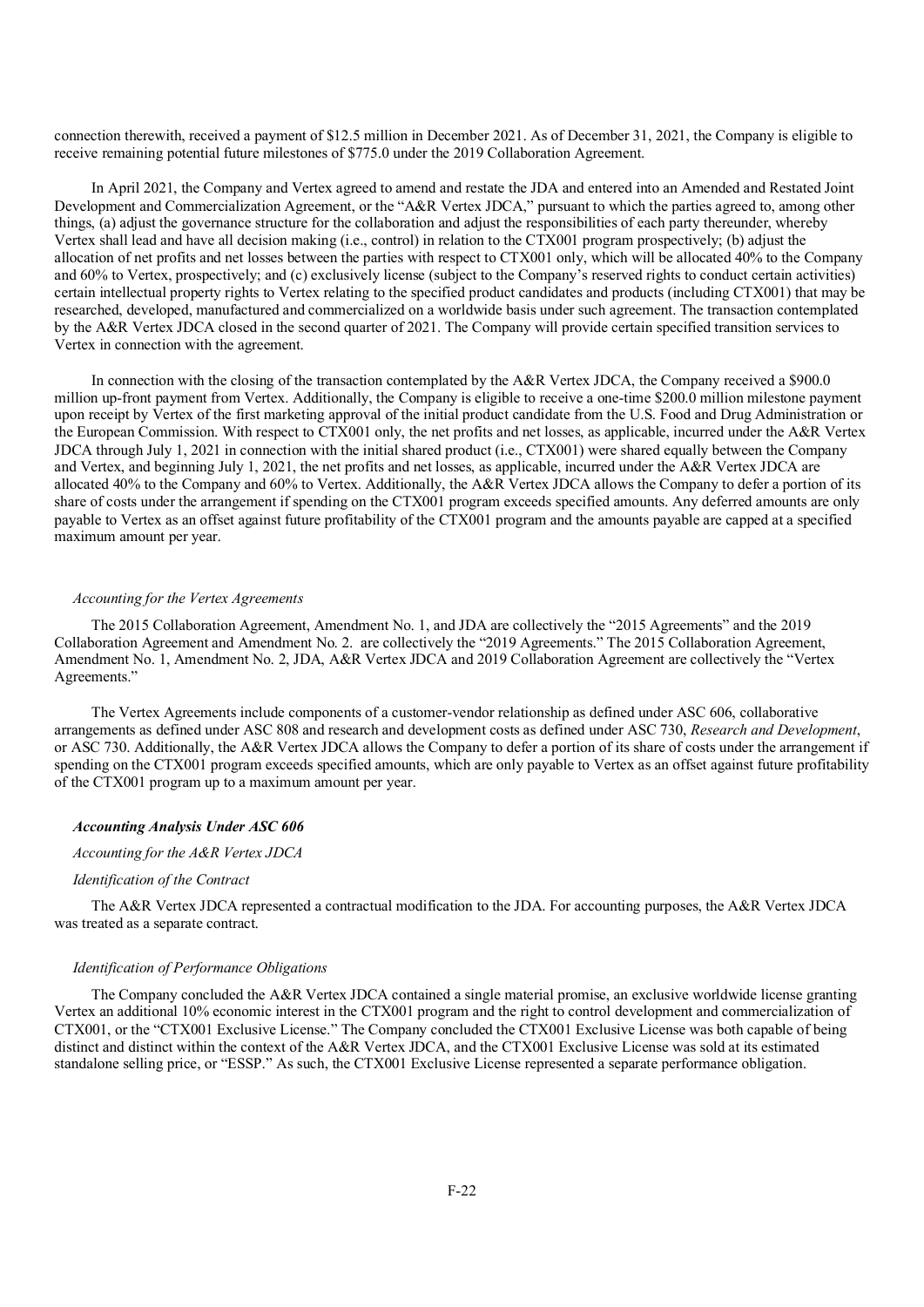connection therewith, received a payment of $12.5 million in December 2021. As of December 31, 2021, the Company is eligible to receive remaining potential future milestones of $775.0 under the 2019 Collaboration Agreement.

In April 2021, the Company and Vertex agreed to amend and restate the JDA and entered into an Amended and Restated Joint Development and Commercialization Agreement, or the "A&R Vertex JDCA," pursuant to which the parties agreed to, among other things, (a) adjust the governance structure for the collaboration and adjust the responsibilities of each party thereunder, whereby Vertex shall lead and have all decision making (i.e., control) in relation to the CTX001 program prospectively; (b) adjust the allocation of net profits and net losses between the parties with respect to CTX001 only, which will be allocated 40% to the Company and 60% to Vertex, prospectively; and (c) exclusively license (subject to the Company's reserved rights to conduct certain activities) certain intellectual property rights to Vertex relating to the specified product candidates and products (including CTX001) that may be researched, developed, manufactured and commercialized on a worldwide basis under such agreement. The transaction contemplated by the A&R Vertex JDCA closed in the second quarter of 2021. The Company will provide certain specified transition services to Vertex in connection with the agreement.

In connection with the closing of the transaction contemplated by the A&R Vertex JDCA, the Company received a $900.0 million up-front payment from Vertex. Additionally, the Company is eligible to receive a one-time $200.0 million milestone payment upon receipt by Vertex of the first marketing approval of the initial product candidate from the U.S. Food and Drug Administration or the European Commission. With respect to CTX001 only, the net profits and net losses, as applicable, incurred under the A&R Vertex JDCA through July 1, 2021 in connection with the initial shared product (i.e., CTX001) were shared equally between the Company and Vertex, and beginning July 1, 2021, the net profits and net losses, as applicable, incurred under the A&R Vertex JDCA are allocated 40% to the Company and 60% to Vertex. Additionally, the A&R Vertex JDCA allows the Company to defer a portion of its share of costs under the arrangement if spending on the CTX001 program exceeds specified amounts. Any deferred amounts are only payable to Vertex as an offset against future profitability of the CTX001 program and the amounts payable are capped at a specified maximum amount per year.

*Accounting for the Vertex Agreements*

The 2015 Collaboration Agreement, Amendment No. 1, and JDA are collectively the "2015 Agreements" and the 2019 Collaboration Agreement and Amendment No. 2. are collectively the "2019 Agreements." The 2015 Collaboration Agreement, Amendment No. 1, Amendment No. 2, JDA, A&R Vertex JDCA and 2019 Collaboration Agreement are collectively the "Vertex Agreements."

The Vertex Agreements include components of a customer-vendor relationship as defined under ASC 606, collaborative arrangements as defined under ASC 808 and research and development costs as defined under ASC 730, *Research and Development*, or ASC 730. Additionally, the A&R Vertex JDCA allows the Company to defer a portion of its share of costs under the arrangement if spending on the CTX001 program exceeds specified amounts, which are only payable to Vertex as an offset against future profitability of the CTX001 program up to a maximum amount per year.

***Accounting Analysis Under ASC 606***

*Accounting for the A&R Vertex JDCA*

*Identification of the Contract*

The A&R Vertex JDCA represented a contractual modification to the JDA. For accounting purposes, the A&R Vertex JDCA was treated as a separate contract.

*Identification of Performance Obligations*

The Company concluded the A&R Vertex JDCA contained a single material promise, an exclusive worldwide license granting Vertex an additional 10% economic interest in the CTX001 program and the right to control development and commercialization of CTX001, or the "CTX001 Exclusive License." The Company concluded the CTX001 Exclusive License was both capable of being distinct and distinct within the context of the A&R Vertex JDCA, and the CTX001 Exclusive License was sold at its estimated standalone selling price, or "ESSP." As such, the CTX001 Exclusive License represented a separate performance obligation.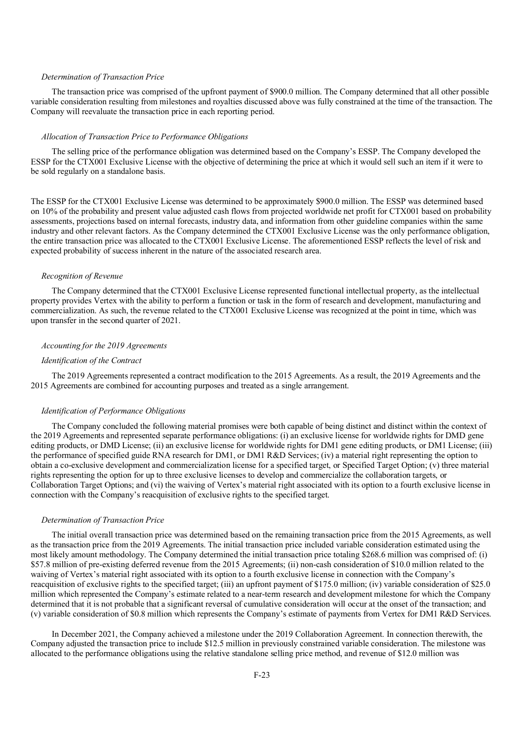*Determination of Transaction Price*

The transaction price was comprised of the upfront payment of $900.0 million. The Company determined that all other possible variable consideration resulting from milestones and royalties discussed above was fully constrained at the time of the transaction. The Company will reevaluate the transaction price in each reporting period.

*Allocation of Transaction Price to Performance Obligations*

The selling price of the performance obligation was determined based on the Company's ESSP. The Company developed the ESSP for the CTX001 Exclusive License with the objective of determining the price at which it would sell such an item if it were to be sold regularly on a standalone basis.

The ESSP for the CTX001 Exclusive License was determined to be approximately $900.0 million. The ESSP was determined based on 10% of the probability and present value adjusted cash flows from projected worldwide net profit for CTX001 based on probability assessments, projections based on internal forecasts, industry data, and information from other guideline companies within the same industry and other relevant factors. As the Company determined the CTX001 Exclusive License was the only performance obligation, the entire transaction price was allocated to the CTX001 Exclusive License. The aforementioned ESSP reflects the level of risk and expected probability of success inherent in the nature of the associated research area.

*Recognition of Revenue*

The Company determined that the CTX001 Exclusive License represented functional intellectual property, as the intellectual property provides Vertex with the ability to perform a function or task in the form of research and development, manufacturing and commercialization. As such, the revenue related to the CTX001 Exclusive License was recognized at the point in time, which was upon transfer in the second quarter of 2021.

*Accounting for the 2019 Agreements*

*Identification of the Contract*

The 2019 Agreements represented a contract modification to the 2015 Agreements. As a result, the 2019 Agreements and the 2015 Agreements are combined for accounting purposes and treated as a single arrangement.

*Identification of Performance Obligations*

The Company concluded the following material promises were both capable of being distinct and distinct within the context of the 2019 Agreements and represented separate performance obligations: (i) an exclusive license for worldwide rights for DMD gene editing products, or DMD License; (ii) an exclusive license for worldwide rights for DM1 gene editing products, or DM1 License; (iii) the performance of specified guide RNA research for DM1, or DM1 R&D Services; (iv) a material right representing the option to obtain a co-exclusive development and commercialization license for a specified target, or Specified Target Option; (v) three material rights representing the option for up to three exclusive licenses to develop and commercialize the collaboration targets, or Collaboration Target Options; and (vi) the waiving of Vertex's material right associated with its option to a fourth exclusive license in connection with the Company's reacquisition of exclusive rights to the specified target.

*Determination of Transaction Price*

The initial overall transaction price was determined based on the remaining transaction price from the 2015 Agreements, as well as the transaction price from the 2019 Agreements. The initial transaction price included variable consideration estimated using the most likely amount methodology. The Company determined the initial transaction price totaling $268.6 million was comprised of: (i) $57.8 million of pre-existing deferred revenue from the 2015 Agreements; (ii) non-cash consideration of $10.0 million related to the waiving of Vertex's material right associated with its option to a fourth exclusive license in connection with the Company's reacquisition of exclusive rights to the specified target; (iii) an upfront payment of $175.0 million; (iv) variable consideration of $25.0 million which represented the Company's estimate related to a near-term research and development milestone for which the Company determined that it is not probable that a significant reversal of cumulative consideration will occur at the onset of the transaction; and (v) variable consideration of $0.8 million which represents the Company's estimate of payments from Vertex for DM1 R&D Services.

In December 2021, the Company achieved a milestone under the 2019 Collaboration Agreement. In connection therewith, the Company adjusted the transaction price to include $12.5 million in previously constrained variable consideration. The milestone was allocated to the performance obligations using the relative standalone selling price method, and revenue of $12.0 million was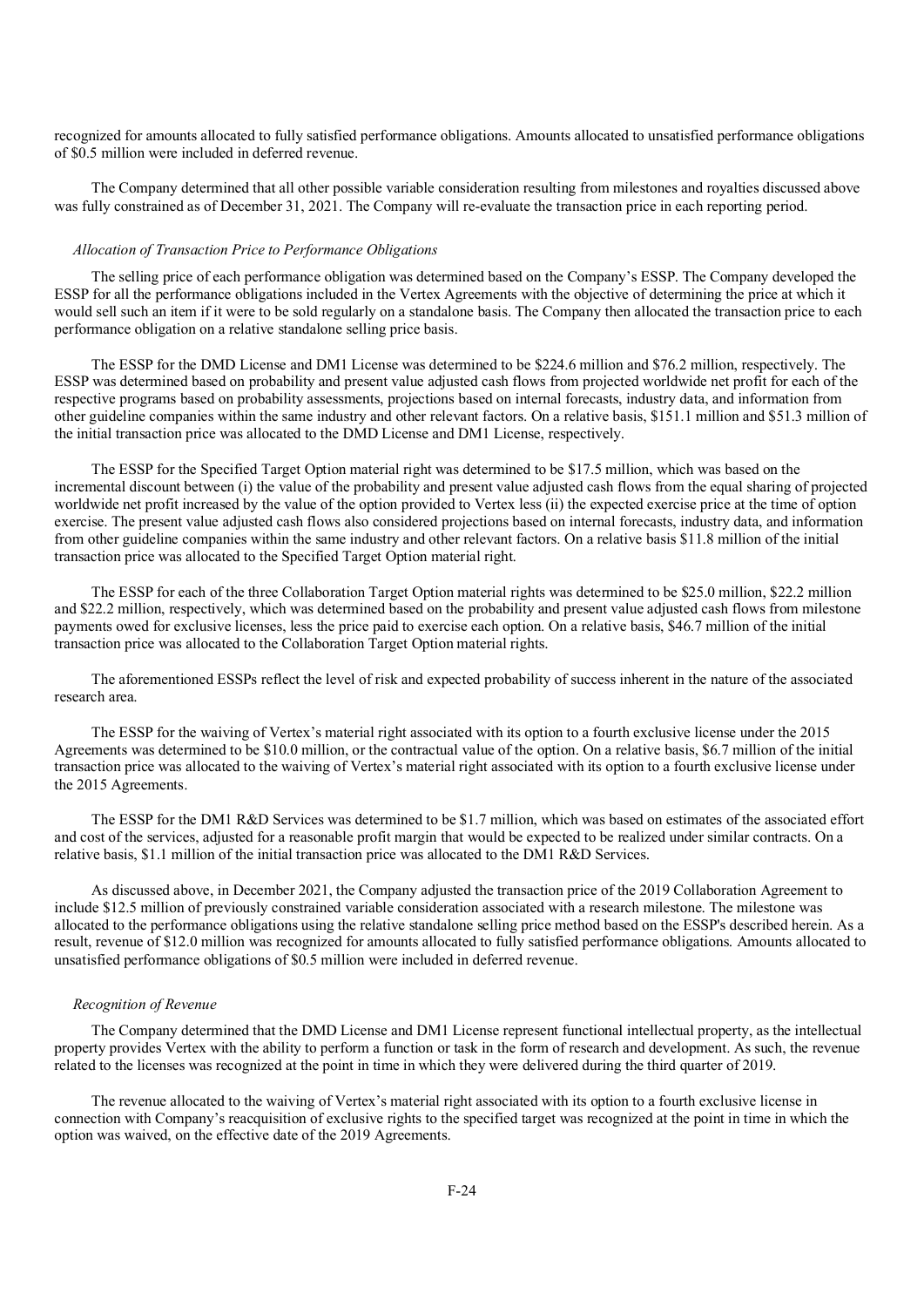recognized for amounts allocated to fully satisfied performance obligations. Amounts allocated to unsatisfied performance obligations of $0.5 million were included in deferred revenue.

The Company determined that all other possible variable consideration resulting from milestones and royalties discussed above was fully constrained as of December 31, 2021. The Company will re-evaluate the transaction price in each reporting period.

*Allocation of Transaction Price to Performance Obligations*

The selling price of each performance obligation was determined based on the Company's ESSP. The Company developed the ESSP for all the performance obligations included in the Vertex Agreements with the objective of determining the price at which it would sell such an item if it were to be sold regularly on a standalone basis. The Company then allocated the transaction price to each performance obligation on a relative standalone selling price basis.

The ESSP for the DMD License and DM1 License was determined to be $224.6 million and $76.2 million, respectively. The ESSP was determined based on probability and present value adjusted cash flows from projected worldwide net profit for each of the respective programs based on probability assessments, projections based on internal forecasts, industry data, and information from other guideline companies within the same industry and other relevant factors. On a relative basis, $151.1 million and $51.3 million of the initial transaction price was allocated to the DMD License and DM1 License, respectively.

The ESSP for the Specified Target Option material right was determined to be $17.5 million, which was based on the incremental discount between (i) the value of the probability and present value adjusted cash flows from the equal sharing of projected worldwide net profit increased by the value of the option provided to Vertex less (ii) the expected exercise price at the time of option exercise. The present value adjusted cash flows also considered projections based on internal forecasts, industry data, and information from other guideline companies within the same industry and other relevant factors. On a relative basis $11.8 million of the initial transaction price was allocated to the Specified Target Option material right.

The ESSP for each of the three Collaboration Target Option material rights was determined to be $25.0 million, $22.2 million and $22.2 million, respectively, which was determined based on the probability and present value adjusted cash flows from milestone payments owed for exclusive licenses, less the price paid to exercise each option. On a relative basis, $46.7 million of the initial transaction price was allocated to the Collaboration Target Option material rights.

The aforementioned ESSPs reflect the level of risk and expected probability of success inherent in the nature of the associated research area.

The ESSP for the waiving of Vertex's material right associated with its option to a fourth exclusive license under the 2015 Agreements was determined to be $10.0 million, or the contractual value of the option. On a relative basis, $6.7 million of the initial transaction price was allocated to the waiving of Vertex's material right associated with its option to a fourth exclusive license under the 2015 Agreements.

The ESSP for the DM1 R&D Services was determined to be $1.7 million, which was based on estimates of the associated effort and cost of the services, adjusted for a reasonable profit margin that would be expected to be realized under similar contracts. On a relative basis, $1.1 million of the initial transaction price was allocated to the DM1 R&D Services.

As discussed above, in December 2021, the Company adjusted the transaction price of the 2019 Collaboration Agreement to include $12.5 million of previously constrained variable consideration associated with a research milestone. The milestone was allocated to the performance obligations using the relative standalone selling price method based on the ESSP's described herein. As a result, revenue of $12.0 million was recognized for amounts allocated to fully satisfied performance obligations. Amounts allocated to unsatisfied performance obligations of $0.5 million were included in deferred revenue.

*Recognition of Revenue*

The Company determined that the DMD License and DM1 License represent functional intellectual property, as the intellectual property provides Vertex with the ability to perform a function or task in the form of research and development. As such, the revenue related to the licenses was recognized at the point in time in which they were delivered during the third quarter of 2019.

The revenue allocated to the waiving of Vertex's material right associated with its option to a fourth exclusive license in connection with Company's reacquisition of exclusive rights to the specified target was recognized at the point in time in which the option was waived, on the effective date of the 2019 Agreements.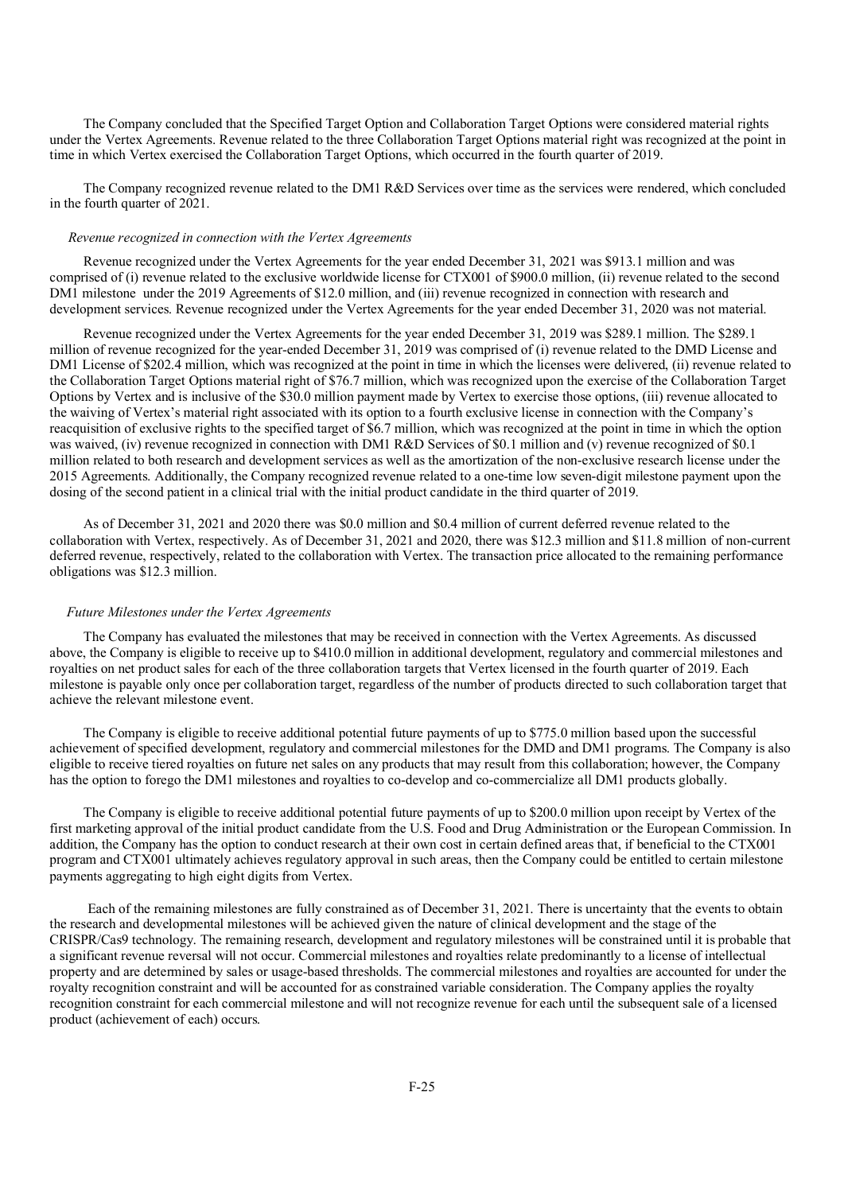The Company concluded that the Specified Target Option and Collaboration Target Options were considered material rights under the Vertex Agreements. Revenue related to the three Collaboration Target Options material right was recognized at the point in time in which Vertex exercised the Collaboration Target Options, which occurred in the fourth quarter of 2019.

The Company recognized revenue related to the DM1 R&D Services over time as the services were rendered, which concluded in the fourth quarter of 2021.

*Revenue recognized in connection with the Vertex Agreements*

Revenue recognized under the Vertex Agreements for the year ended December 31, 2021 was $913.1 million and was comprised of (i) revenue related to the exclusive worldwide license for CTX001 of $900.0 million, (ii) revenue related to the second DM1 milestone under the 2019 Agreements of $12.0 million, and (iii) revenue recognized in connection with research and development services. Revenue recognized under the Vertex Agreements for the year ended December 31, 2020 was not material.

Revenue recognized under the Vertex Agreements for the year ended December 31, 2019 was $289.1 million. The $289.1 million of revenue recognized for the year-ended December 31, 2019 was comprised of (i) revenue related to the DMD License and DM1 License of $202.4 million, which was recognized at the point in time in which the licenses were delivered, (ii) revenue related to the Collaboration Target Options material right of $76.7 million, which was recognized upon the exercise of the Collaboration Target Options by Vertex and is inclusive of the $30.0 million payment made by Vertex to exercise those options, (iii) revenue allocated to the waiving of Vertex's material right associated with its option to a fourth exclusive license in connection with the Company's reacquisition of exclusive rights to the specified target of $6.7 million, which was recognized at the point in time in which the option was waived, (iv) revenue recognized in connection with DM1 R&D Services of $0.1 million and (v) revenue recognized of $0.1 million related to both research and development services as well as the amortization of the non-exclusive research license under the 2015 Agreements. Additionally, the Company recognized revenue related to a one-time low seven-digit milestone payment upon the dosing of the second patient in a clinical trial with the initial product candidate in the third quarter of 2019.

As of December 31, 2021 and 2020 there was $0.0 million and $0.4 million of current deferred revenue related to the collaboration with Vertex, respectively. As of December 31, 2021 and 2020, there was $12.3 million and $11.8 million of non-current deferred revenue, respectively, related to the collaboration with Vertex. The transaction price allocated to the remaining performance obligations was $12.3 million.

*Future Milestones under the Vertex Agreements*

The Company has evaluated the milestones that may be received in connection with the Vertex Agreements. As discussed above, the Company is eligible to receive up to $410.0 million in additional development, regulatory and commercial milestones and royalties on net product sales for each of the three collaboration targets that Vertex licensed in the fourth quarter of 2019. Each milestone is payable only once per collaboration target, regardless of the number of products directed to such collaboration target that achieve the relevant milestone event.

The Company is eligible to receive additional potential future payments of up to $775.0 million based upon the successful achievement of specified development, regulatory and commercial milestones for the DMD and DM1 programs. The Company is also eligible to receive tiered royalties on future net sales on any products that may result from this collaboration; however, the Company has the option to forego the DM1 milestones and royalties to co-develop and co-commercialize all DM1 products globally.

The Company is eligible to receive additional potential future payments of up to $200.0 million upon receipt by Vertex of the first marketing approval of the initial product candidate from the U.S. Food and Drug Administration or the European Commission. In addition, the Company has the option to conduct research at their own cost in certain defined areas that, if beneficial to the CTX001 program and CTX001 ultimately achieves regulatory approval in such areas, then the Company could be entitled to certain milestone payments aggregating to high eight digits from Vertex.

Each of the remaining milestones are fully constrained as of December 31, 2021. There is uncertainty that the events to obtain the research and developmental milestones will be achieved given the nature of clinical development and the stage of the CRISPR/Cas9 technology. The remaining research, development and regulatory milestones will be constrained until it is probable that a significant revenue reversal will not occur. Commercial milestones and royalties relate predominantly to a license of intellectual property and are determined by sales or usage-based thresholds. The commercial milestones and royalties are accounted for under the royalty recognition constraint and will be accounted for as constrained variable consideration. The Company applies the royalty recognition constraint for each commercial milestone and will not recognize revenue for each until the subsequent sale of a licensed product (achievement of each) occurs.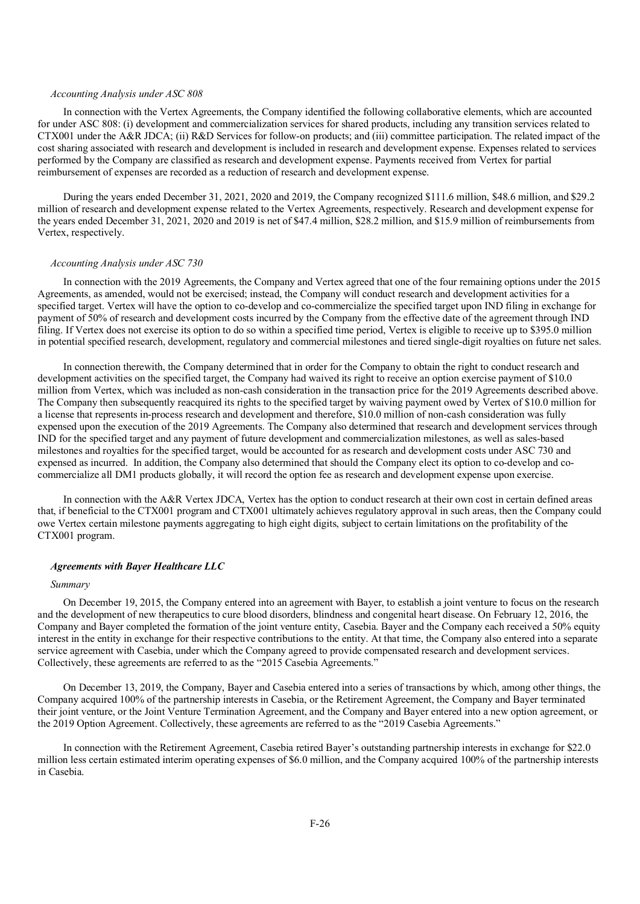*Accounting Analysis under ASC 808*

In connection with the Vertex Agreements, the Company identified the following collaborative elements, which are accounted for under ASC 808: (i) development and commercialization services for shared products, including any transition services related to CTX001 under the A&R JDCA; (ii) R&D Services for follow-on products; and (iii) committee participation. The related impact of the cost sharing associated with research and development is included in research and development expense. Expenses related to services performed by the Company are classified as research and development expense. Payments received from Vertex for partial reimbursement of expenses are recorded as a reduction of research and development expense.

During the years ended December 31, 2021, 2020 and 2019, the Company recognized $111.6 million, $48.6 million, and $29.2 million of research and development expense related to the Vertex Agreements, respectively. Research and development expense for the years ended December 31, 2021, 2020 and 2019 is net of $47.4 million, $28.2 million, and $15.9 million of reimbursements from Vertex, respectively.

*Accounting Analysis under ASC 730*

In connection with the 2019 Agreements, the Company and Vertex agreed that one of the four remaining options under the 2015 Agreements, as amended, would not be exercised; instead, the Company will conduct research and development activities for a specified target. Vertex will have the option to co-develop and co-commercialize the specified target upon IND filing in exchange for payment of 50% of research and development costs incurred by the Company from the effective date of the agreement through IND filing. If Vertex does not exercise its option to do so within a specified time period, Vertex is eligible to receive up to $395.0 million in potential specified research, development, regulatory and commercial milestones and tiered single-digit royalties on future net sales.

In connection therewith, the Company determined that in order for the Company to obtain the right to conduct research and development activities on the specified target, the Company had waived its right to receive an option exercise payment of $10.0 million from Vertex, which was included as non-cash consideration in the transaction price for the 2019 Agreements described above. The Company then subsequently reacquired its rights to the specified target by waiving payment owed by Vertex of $10.0 million for a license that represents in-process research and development and therefore, $10.0 million of non-cash consideration was fully expensed upon the execution of the 2019 Agreements. The Company also determined that research and development services through IND for the specified target and any payment of future development and commercialization milestones, as well as sales-based milestones and royalties for the specified target, would be accounted for as research and development costs under ASC 730 and expensed as incurred. In addition, the Company also determined that should the Company elect its option to co-develop and co-commercialize all DM1 products globally, it will record the option fee as research and development expense upon exercise.

In connection with the A&R Vertex JDCA, Vertex has the option to conduct research at their own cost in certain defined areas that, if beneficial to the CTX001 program and CTX001 ultimately achieves regulatory approval in such areas, then the Company could owe Vertex certain milestone payments aggregating to high eight digits, subject to certain limitations on the profitability of the CTX001 program.

***Agreements with Bayer Healthcare LLC***

*Summary*

On December 19, 2015, the Company entered into an agreement with Bayer, to establish a joint venture to focus on the research and the development of new therapeutics to cure blood disorders, blindness and congenital heart disease. On February 12, 2016, the Company and Bayer completed the formation of the joint venture entity, Casebia. Bayer and the Company each received a 50% equity interest in the entity in exchange for their respective contributions to the entity. At that time, the Company also entered into a separate service agreement with Casebia, under which the Company agreed to provide compensated research and development services. Collectively, these agreements are referred to as the "2015 Casebia Agreements."

On December 13, 2019, the Company, Bayer and Casebia entered into a series of transactions by which, among other things, the Company acquired 100% of the partnership interests in Casebia, or the Retirement Agreement, the Company and Bayer terminated their joint venture, or the Joint Venture Termination Agreement, and the Company and Bayer entered into a new option agreement, or the 2019 Option Agreement. Collectively, these agreements are referred to as the "2019 Casebia Agreements."

In connection with the Retirement Agreement, Casebia retired Bayer's outstanding partnership interests in exchange for $22.0 million less certain estimated interim operating expenses of $6.0 million, and the Company acquired 100% of the partnership interests in Casebia.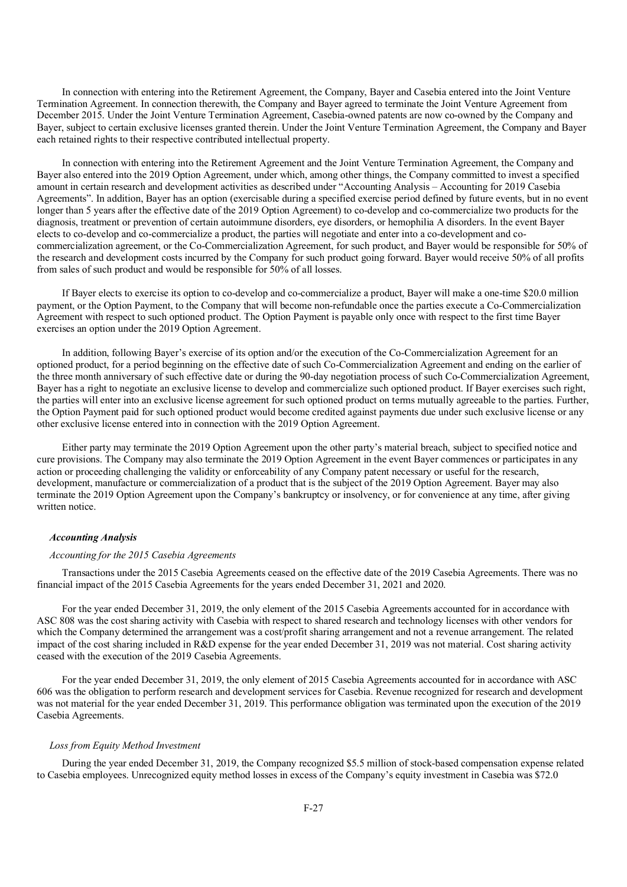In connection with entering into the Retirement Agreement, the Company, Bayer and Casebia entered into the Joint Venture Termination Agreement. In connection therewith, the Company and Bayer agreed to terminate the Joint Venture Agreement from December 2015. Under the Joint Venture Termination Agreement, Casebia-owned patents are now co-owned by the Company and Bayer, subject to certain exclusive licenses granted therein. Under the Joint Venture Termination Agreement, the Company and Bayer each retained rights to their respective contributed intellectual property.

In connection with entering into the Retirement Agreement and the Joint Venture Termination Agreement, the Company and Bayer also entered into the 2019 Option Agreement, under which, among other things, the Company committed to invest a specified amount in certain research and development activities as described under "Accounting Analysis – Accounting for 2019 Casebia Agreements". In addition, Bayer has an option (exercisable during a specified exercise period defined by future events, but in no event longer than 5 years after the effective date of the 2019 Option Agreement) to co-develop and co-commercialize two products for the diagnosis, treatment or prevention of certain autoimmune disorders, eye disorders, or hemophilia A disorders. In the event Bayer elects to co-develop and co-commercialize a product, the parties will negotiate and enter into a co-development and co-commercialization agreement, or the Co-Commercialization Agreement, for such product, and Bayer would be responsible for 50% of the research and development costs incurred by the Company for such product going forward. Bayer would receive 50% of all profits from sales of such product and would be responsible for 50% of all losses.

If Bayer elects to exercise its option to co-develop and co-commercialize a product, Bayer will make a one-time $20.0 million payment, or the Option Payment, to the Company that will become non-refundable once the parties execute a Co-Commercialization Agreement with respect to such optioned product. The Option Payment is payable only once with respect to the first time Bayer exercises an option under the 2019 Option Agreement.

In addition, following Bayer's exercise of its option and/or the execution of the Co-Commercialization Agreement for an optioned product, for a period beginning on the effective date of such Co-Commercialization Agreement and ending on the earlier of the three month anniversary of such effective date or during the 90-day negotiation process of such Co-Commercialization Agreement, Bayer has a right to negotiate an exclusive license to develop and commercialize such optioned product. If Bayer exercises such right, the parties will enter into an exclusive license agreement for such optioned product on terms mutually agreeable to the parties. Further, the Option Payment paid for such optioned product would become credited against payments due under such exclusive license or any other exclusive license entered into in connection with the 2019 Option Agreement.

Either party may terminate the 2019 Option Agreement upon the other party's material breach, subject to specified notice and cure provisions. The Company may also terminate the 2019 Option Agreement in the event Bayer commences or participates in any action or proceeding challenging the validity or enforceability of any Company patent necessary or useful for the research, development, manufacture or commercialization of a product that is the subject of the 2019 Option Agreement. Bayer may also terminate the 2019 Option Agreement upon the Company's bankruptcy or insolvency, or for convenience at any time, after giving written notice.

***Accounting Analysis***

*Accounting for the 2015 Casebia Agreements*

Transactions under the 2015 Casebia Agreements ceased on the effective date of the 2019 Casebia Agreements. There was no financial impact of the 2015 Casebia Agreements for the years ended December 31, 2021 and 2020.

For the year ended December 31, 2019, the only element of the 2015 Casebia Agreements accounted for in accordance with ASC 808 was the cost sharing activity with Casebia with respect to shared research and technology licenses with other vendors for which the Company determined the arrangement was a cost/profit sharing arrangement and not a revenue arrangement. The related impact of the cost sharing included in R&D expense for the year ended December 31, 2019 was not material. Cost sharing activity ceased with the execution of the 2019 Casebia Agreements.

For the year ended December 31, 2019, the only element of 2015 Casebia Agreements accounted for in accordance with ASC 606 was the obligation to perform research and development services for Casebia. Revenue recognized for research and development was not material for the year ended December 31, 2019. This performance obligation was terminated upon the execution of the 2019 Casebia Agreements.

*Loss from Equity Method Investment*

During the year ended December 31, 2019, the Company recognized $5.5 million of stock-based compensation expense related to Casebia employees. Unrecognized equity method losses in excess of the Company's equity investment in Casebia was $72.0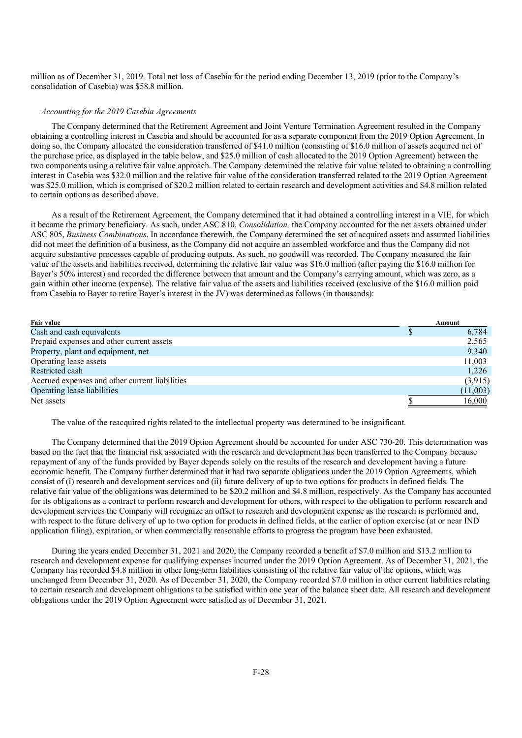million as of December 31, 2019. Total net loss of Casebia for the period ending December 13, 2019 (prior to the Company's consolidation of Casebia) was $58.8 million.

*Accounting for the 2019 Casebia Agreements*

The Company determined that the Retirement Agreement and Joint Venture Termination Agreement resulted in the Company obtaining a controlling interest in Casebia and should be accounted for as a separate component from the 2019 Option Agreement. In doing so, the Company allocated the consideration transferred of $41.0 million (consisting of $16.0 million of assets acquired net of the purchase price, as displayed in the table below, and $25.0 million of cash allocated to the 2019 Option Agreement) between the two components using a relative fair value approach. The Company determined the relative fair value related to obtaining a controlling interest in Casebia was $32.0 million and the relative fair value of the consideration transferred related to the 2019 Option Agreement was $25.0 million, which is comprised of $20.2 million related to certain research and development activities and $4.8 million related to certain options as described above.

As a result of the Retirement Agreement, the Company determined that it had obtained a controlling interest in a VIE, for which it became the primary beneficiary. As such, under ASC 810, *Consolidation,* the Company accounted for the net assets obtained under ASC 805, *Business Combinations*. In accordance therewith, the Company determined the set of acquired assets and assumed liabilities did not meet the definition of a business, as the Company did not acquire an assembled workforce and thus the Company did not acquire substantive processes capable of producing outputs. As such, no goodwill was recorded. The Company measured the fair value of the assets and liabilities received, determining the relative fair value was $16.0 million (after paying the $16.0 million for Bayer's 50% interest) and recorded the difference between that amount and the Company's carrying amount, which was zero, as a gain within other income (expense). The relative fair value of the assets and liabilities received (exclusive of the $16.0 million paid from Casebia to Bayer to retire Bayer's interest in the JV) was determined as follows (in thousands):

| Fair value | Amount |
|---|---|
| Cash and cash equivalents | $ 6,784 |
| Prepaid expenses and other current assets | 2,565 |
| Property, plant and equipment, net | 9,340 |
| Operating lease assets | 11,003 |
| Restricted cash | 1,226 |
| Accrued expenses and other current liabilities | (3,915) |
| Operating lease liabilities | (11,003) |
| Net assets | $ 16,000 |

The value of the reacquired rights related to the intellectual property was determined to be insignificant.

The Company determined that the 2019 Option Agreement should be accounted for under ASC 730-20. This determination was based on the fact that the financial risk associated with the research and development has been transferred to the Company because repayment of any of the funds provided by Bayer depends solely on the results of the research and development having a future economic benefit. The Company further determined that it had two separate obligations under the 2019 Option Agreements, which consist of (i) research and development services and (ii) future delivery of up to two options for products in defined fields. The relative fair value of the obligations was determined to be $20.2 million and $4.8 million, respectively. As the Company has accounted for its obligations as a contract to perform research and development for others, with respect to the obligation to perform research and development services the Company will recognize an offset to research and development expense as the research is performed and, with respect to the future delivery of up to two option for products in defined fields, at the earlier of option exercise (at or near IND application filing), expiration, or when commercially reasonable efforts to progress the program have been exhausted.

During the years ended December 31, 2021 and 2020, the Company recorded a benefit of $7.0 million and $13.2 million to research and development expense for qualifying expenses incurred under the 2019 Option Agreement. As of December 31, 2021, the Company has recorded $4.8 million in other long-term liabilities consisting of the relative fair value of the options, which was unchanged from December 31, 2020. As of December 31, 2020, the Company recorded $7.0 million in other current liabilities relating to certain research and development obligations to be satisfied within one year of the balance sheet date. All research and development obligations under the 2019 Option Agreement were satisfied as of December 31, 2021.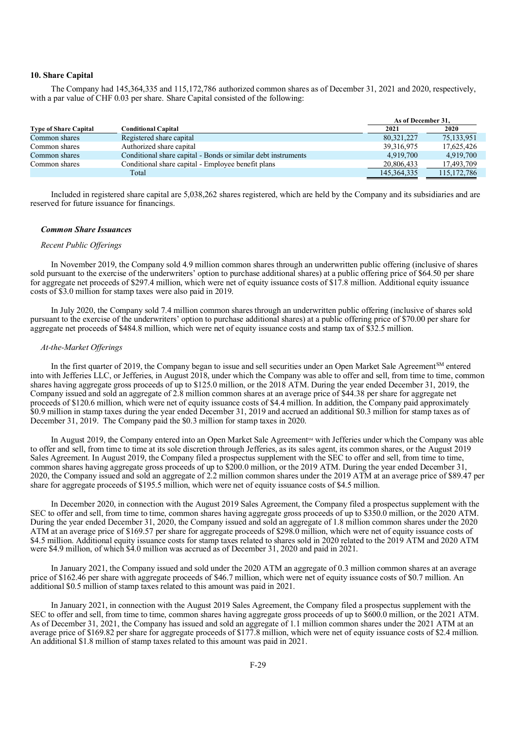## 10. Share Capital

The Company had 145,364,335 and 115,172,786 authorized common shares as of December 31, 2021 and 2020, respectively, with a par value of CHF 0.03 per share. Share Capital consisted of the following:

| Type of Share Capital | Conditional Capital | As of December 31, 2021 | 2020 |
|---|---|---|---|
| Common shares | Registered share capital | 80,321,227 | 75,133,951 |
| Common shares | Authorized share capital | 39,316,975 | 17,625,426 |
| Common shares | Conditional share capital - Bonds or similar debt instruments | 4,919,700 | 4,919,700 |
| Common shares | Conditional share capital - Employee benefit plans | 20,806,433 | 17,493,709 |
| | Total | 145,364,335 | 115,172,786 |

Included in registered share capital are 5,038,262 shares registered, which are held by the Company and its subsidiaries and are reserved for future issuance for financings.

### *Common Share Issuances*

*Recent Public Offerings*

In November 2019, the Company sold 4.9 million common shares through an underwritten public offering (inclusive of shares sold pursuant to the exercise of the underwriters' option to purchase additional shares) at a public offering price of $64.50 per share for aggregate net proceeds of $297.4 million, which were net of equity issuance costs of $17.8 million. Additional equity issuance costs of $3.0 million for stamp taxes were also paid in 2019.

In July 2020, the Company sold 7.4 million common shares through an underwritten public offering (inclusive of shares sold pursuant to the exercise of the underwriters' option to purchase additional shares) at a public offering price of $70.00 per share for aggregate net proceeds of $484.8 million, which were net of equity issuance costs and stamp tax of $32.5 million.

*At-the-Market Offerings*

In the first quarter of 2019, the Company began to issue and sell securities under an Open Market Sale Agreement[SM] entered into with Jefferies LLC, or Jefferies, in August 2018, under which the Company was able to offer and sell, from time to time, common shares having aggregate gross proceeds of up to $125.0 million, or the 2018 ATM. During the year ended December 31, 2019, the Company issued and sold an aggregate of 2.8 million common shares at an average price of $44.38 per share for aggregate net proceeds of $120.6 million, which were net of equity issuance costs of $4.4 million. In addition, the Company paid approximately $0.9 million in stamp taxes during the year ended December 31, 2019 and accrued an additional $0.3 million for stamp taxes as of December 31, 2019. The Company paid the $0.3 million for stamp taxes in 2020.

In August 2019, the Company entered into an Open Market Sale Agreement[SM] with Jefferies under which the Company was able to offer and sell, from time to time at its sole discretion through Jefferies, as its sales agent, its common shares, or the August 2019 Sales Agreement. In August 2019, the Company filed a prospectus supplement with the SEC to offer and sell, from time to time, common shares having aggregate gross proceeds of up to $200.0 million, or the 2019 ATM. During the year ended December 31, 2020, the Company issued and sold an aggregate of 2.2 million common shares under the 2019 ATM at an average price of $89.47 per share for aggregate proceeds of $195.5 million, which were net of equity issuance costs of $4.5 million.

In December 2020, in connection with the August 2019 Sales Agreement, the Company filed a prospectus supplement with the SEC to offer and sell, from time to time, common shares having aggregate gross proceeds of up to $350.0 million, or the 2020 ATM. During the year ended December 31, 2020, the Company issued and sold an aggregate of 1.8 million common shares under the 2020 ATM at an average price of $169.57 per share for aggregate proceeds of $298.0 million, which were net of equity issuance costs of $4.5 million. Additional equity issuance costs for stamp taxes related to shares sold in 2020 related to the 2019 ATM and 2020 ATM were $4.9 million, of which $4.0 million was accrued as of December 31, 2020 and paid in 2021.

In January 2021, the Company issued and sold under the 2020 ATM an aggregate of 0.3 million common shares at an average price of $162.46 per share with aggregate proceeds of $46.7 million, which were net of equity issuance costs of $0.7 million. An additional $0.5 million of stamp taxes related to this amount was paid in 2021.

In January 2021, in connection with the August 2019 Sales Agreement, the Company filed a prospectus supplement with the SEC to offer and sell, from time to time, common shares having aggregate gross proceeds of up to $600.0 million, or the 2021 ATM. As of December 31, 2021, the Company has issued and sold an aggregate of 1.1 million common shares under the 2021 ATM at an average price of $169.82 per share for aggregate proceeds of $177.8 million, which were net of equity issuance costs of $2.4 million. An additional $1.8 million of stamp taxes related to this amount was paid in 2021.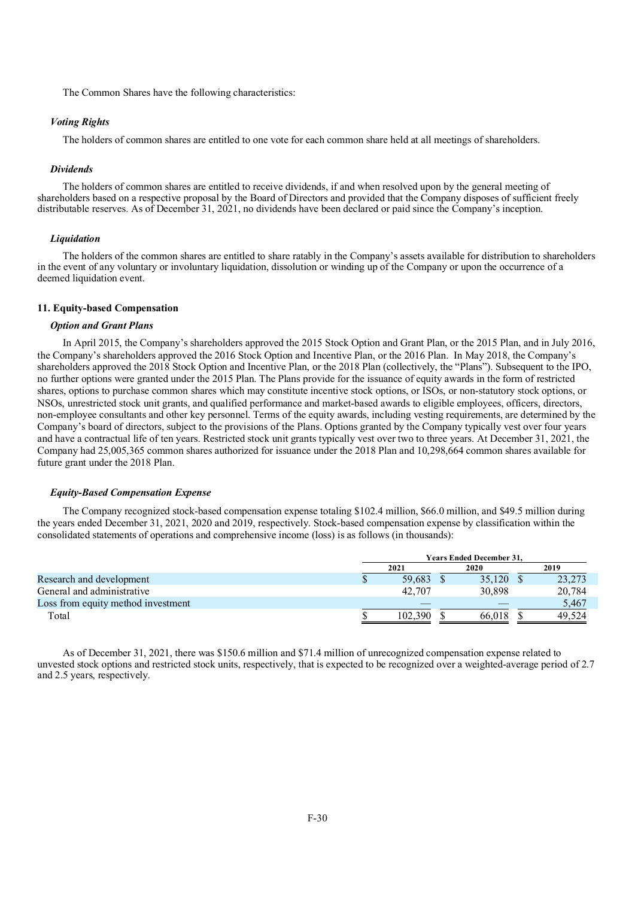The Common Shares have the following characteristics:

***Voting Rights***

The holders of common shares are entitled to one vote for each common share held at all meetings of shareholders.

***Dividends***

The holders of common shares are entitled to receive dividends, if and when resolved upon by the general meeting of shareholders based on a respective proposal by the Board of Directors and provided that the Company disposes of sufficient freely distributable reserves. As of December 31, 2021, no dividends have been declared or paid since the Company's inception.

***Liquidation***

The holders of the common shares are entitled to share ratably in the Company's assets available for distribution to shareholders in the event of any voluntary or involuntary liquidation, dissolution or winding up of the Company or upon the occurrence of a deemed liquidation event.

**11. Equity-based Compensation**

***Option and Grant Plans***

In April 2015, the Company's shareholders approved the 2015 Stock Option and Grant Plan, or the 2015 Plan, and in July 2016, the Company's shareholders approved the 2016 Stock Option and Incentive Plan, or the 2016 Plan. In May 2018, the Company's shareholders approved the 2018 Stock Option and Incentive Plan, or the 2018 Plan (collectively, the "Plans"). Subsequent to the IPO, no further options were granted under the 2015 Plan. The Plans provide for the issuance of equity awards in the form of restricted shares, options to purchase common shares which may constitute incentive stock options, or ISOs, or non-statutory stock options, or NSOs, unrestricted stock unit grants, and qualified performance and market-based awards to eligible employees, officers, directors, non-employee consultants and other key personnel. Terms of the equity awards, including vesting requirements, are determined by the Company's board of directors, subject to the provisions of the Plans. Options granted by the Company typically vest over four years and have a contractual life of ten years. Restricted stock unit grants typically vest over two to three years. At December 31, 2021, the Company had 25,005,365 common shares authorized for issuance under the 2018 Plan and 10,298,664 common shares available for future grant under the 2018 Plan.

***Equity-Based Compensation Expense***

The Company recognized stock-based compensation expense totaling $102.4 million, $66.0 million, and $49.5 million during the years ended December 31, 2021, 2020 and 2019, respectively. Stock-based compensation expense by classification within the consolidated statements of operations and comprehensive income (loss) is as follows (in thousands):

| | Years Ended December 31, | | |
|---|---|---|---|
| | 2021 | 2020 | 2019 |
| Research and development | $ 59,683 | $ 35,120 | $ 23,273 |
| General and administrative | 42,707 | 30,898 | 20,784 |
| Loss from equity method investment | — | — | 5,467 |
| Total | $ 102,390 | $ 66,018 | $ 49,524 |

As of December 31, 2021, there was $150.6 million and $71.4 million of unrecognized compensation expense related to unvested stock options and restricted stock units, respectively, that is expected to be recognized over a weighted-average period of 2.7 and 2.5 years, respectively.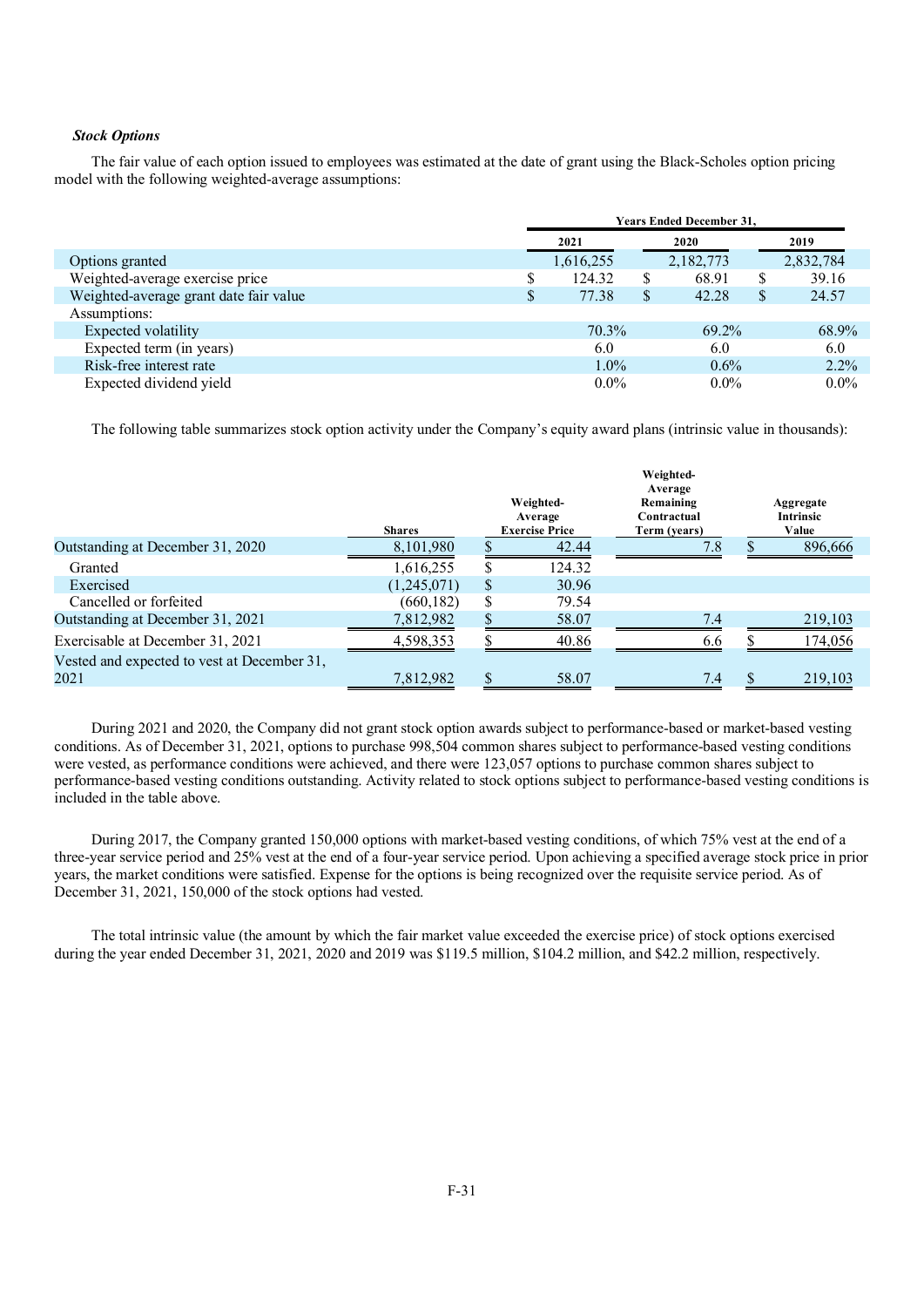***Stock Options***

The fair value of each option issued to employees was estimated at the date of grant using the Black-Scholes option pricing model with the following weighted-average assumptions:

| | Years Ended December 31, | | |
|---|---|---|---|
| | 2021 | 2020 | 2019 |
| Options granted | 1,616,255 | 2,182,773 | 2,832,784 |
| Weighted-average exercise price | $ 124.32 | $ 68.91 | $ 39.16 |
| Weighted-average grant date fair value | $ 77.38 | $ 42.28 | $ 24.57 |
| Assumptions: | | | |
| Expected volatility | 70.3% | 69.2% | 68.9% |
| Expected term (in years) | 6.0 | 6.0 | 6.0 |
| Risk-free interest rate | 1.0% | 0.6% | 2.2% |
| Expected dividend yield | 0.0% | 0.0% | 0.0% |

The following table summarizes stock option activity under the Company's equity award plans (intrinsic value in thousands):

| | Shares | Weighted-Average Exercise Price | Weighted-Average Remaining Contractual Term (years) | Aggregate Intrinsic Value |
|---|---|---|---|---|
| Outstanding at December 31, 2020 | 8,101,980 | $ 42.44 | 7.8 | $ 896,666 |
| Granted | 1,616,255 | $ 124.32 | | |
| Exercised | (1,245,071) | $ 30.96 | | |
| Cancelled or forfeited | (660,182) | $ 79.54 | | |
| Outstanding at December 31, 2021 | 7,812,982 | $ 58.07 | 7.4 | 219,103 |
| Exercisable at December 31, 2021 | 4,598,353 | $ 40.86 | 6.6 | $ 174,056 |
| Vested and expected to vest at December 31, 2021 | 7,812,982 | $ 58.07 | 7.4 | $ 219,103 |

During 2021 and 2020, the Company did not grant stock option awards subject to performance-based or market-based vesting conditions. As of December 31, 2021, options to purchase 998,504 common shares subject to performance-based vesting conditions were vested, as performance conditions were achieved, and there were 123,057 options to purchase common shares subject to performance-based vesting conditions outstanding. Activity related to stock options subject to performance-based vesting conditions is included in the table above.

During 2017, the Company granted 150,000 options with market-based vesting conditions, of which 75% vest at the end of a three-year service period and 25% vest at the end of a four-year service period. Upon achieving a specified average stock price in prior years, the market conditions were satisfied. Expense for the options is being recognized over the requisite service period. As of December 31, 2021, 150,000 of the stock options had vested.

The total intrinsic value (the amount by which the fair market value exceeded the exercise price) of stock options exercised during the year ended December 31, 2021, 2020 and 2019 was $119.5 million, $104.2 million, and $42.2 million, respectively.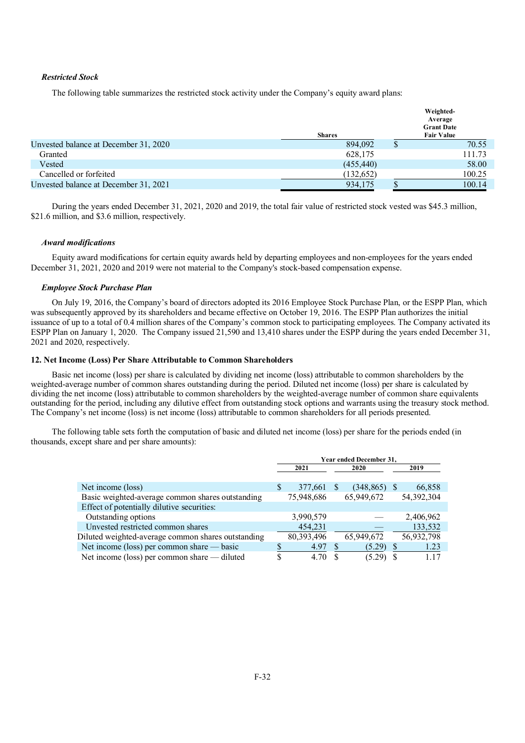***Restricted Stock***

The following table summarizes the restricted stock activity under the Company's equity award plans:

| | Shares | Weighted-Average Grant Date Fair Value |
|---|---|---|
| Unvested balance at December 31, 2020 | 894,092 | $ 70.55 |
| Granted | 628,175 | 111.73 |
| Vested | (455,440) | 58.00 |
| Cancelled or forfeited | (132,652) | 100.25 |
| Unvested balance at December 31, 2021 | 934,175 | $ 100.14 |

During the years ended December 31, 2021, 2020 and 2019, the total fair value of restricted stock vested was $45.3 million, $21.6 million, and $3.6 million, respectively.

***Award modifications***

Equity award modifications for certain equity awards held by departing employees and non-employees for the years ended December 31, 2021, 2020 and 2019 were not material to the Company's stock-based compensation expense.

***Employee Stock Purchase Plan***

On July 19, 2016, the Company's board of directors adopted its 2016 Employee Stock Purchase Plan, or the ESPP Plan, which was subsequently approved by its shareholders and became effective on October 19, 2016. The ESPP Plan authorizes the initial issuance of up to a total of 0.4 million shares of the Company's common stock to participating employees. The Company activated its ESPP Plan on January 1, 2020. The Company issued 21,590 and 13,410 shares under the ESPP during the years ended December 31, 2021 and 2020, respectively.

**12. Net Income (Loss) Per Share Attributable to Common Shareholders**

Basic net income (loss) per share is calculated by dividing net income (loss) attributable to common shareholders by the weighted-average number of common shares outstanding during the period. Diluted net income (loss) per share is calculated by dividing the net income (loss) attributable to common shareholders by the weighted-average number of common share equivalents outstanding for the period, including any dilutive effect from outstanding stock options and warrants using the treasury stock method. The Company's net income (loss) is net income (loss) attributable to common shareholders for all periods presented.

The following table sets forth the computation of basic and diluted net income (loss) per share for the periods ended (in thousands, except share and per share amounts):

| | Year ended December 31, | | |
|---|---|---|---|
| | 2021 | 2020 | 2019 |
| Net income (loss) | $ 377,661 | $ (348,865) | $ 66,858 |
| Basic weighted-average common shares outstanding | 75,948,686 | 65,949,672 | 54,392,304 |
| Effect of potentially dilutive securities: | | | |
| Outstanding options | 3,990,579 | — | 2,406,962 |
| Unvested restricted common shares | 454,231 | — | 133,532 |
| Diluted weighted-average common shares outstanding | 80,393,496 | 65,949,672 | 56,932,798 |
| Net income (loss) per common share — basic | $ 4.97 | $ (5.29) | $ 1.23 |
| Net income (loss) per common share — diluted | $ 4.70 | $ (5.29) | $ 1.17 |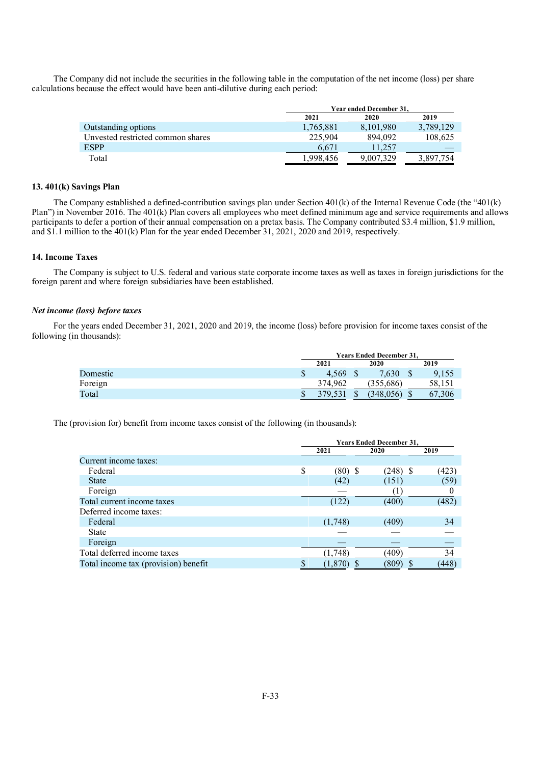The Company did not include the securities in the following table in the computation of the net income (loss) per share calculations because the effect would have been anti-dilutive during each period:

| | Year ended December 31, | | |
|---|---|---|---|
| | 2021 | 2020 | 2019 |
| Outstanding options | 1,765,881 | 8,101,980 | 3,789,129 |
| Unvested restricted common shares | 225,904 | 894,092 | 108,625 |
| ESPP | 6,671 | 11,257 | — |
| Total | 1,998,456 | 9,007,329 | 3,897,754 |

### 13. 401(k) Savings Plan

The Company established a defined-contribution savings plan under Section 401(k) of the Internal Revenue Code (the "401(k) Plan") in November 2016. The 401(k) Plan covers all employees who meet defined minimum age and service requirements and allows participants to defer a portion of their annual compensation on a pretax basis. The Company contributed $3.4 million, $1.9 million, and $1.1 million to the 401(k) Plan for the year ended December 31, 2021, 2020 and 2019, respectively.

### 14. Income Taxes

The Company is subject to U.S. federal and various state corporate income taxes as well as taxes in foreign jurisdictions for the foreign parent and where foreign subsidiaries have been established.

***Net income (loss) before taxes***

For the years ended December 31, 2021, 2020 and 2019, the income (loss) before provision for income taxes consist of the following (in thousands):

| | Years Ended December 31, | | |
|---|---|---|---|
| | 2021 | 2020 | 2019 |
| Domestic | $ 4,569 | $ 7,630 | $ 9,155 |
| Foreign | 374,962 | (355,686) | 58,151 |
| Total | $ 379,531 | $ (348,056) | $ 67,306 |

The (provision for) benefit from income taxes consist of the following (in thousands):

| | Years Ended December 31, | | |
|---|---|---|---|
| | 2021 | 2020 | 2019 |
| Current income taxes: | | | |
| Federal | $ (80) | $ (248) | $ (423) |
| State | (42) | (151) | (59) |
| Foreign | — | (1) | 0 |
| Total current income taxes | (122) | (400) | (482) |
| Deferred income taxes: | | | |
| Federal | (1,748) | (409) | 34 |
| State | — | — | — |
| Foreign | — | — | — |
| Total deferred income taxes | (1,748) | (409) | 34 |
| Total income tax (provision) benefit | $ (1,870) | $ (809) | $ (448) |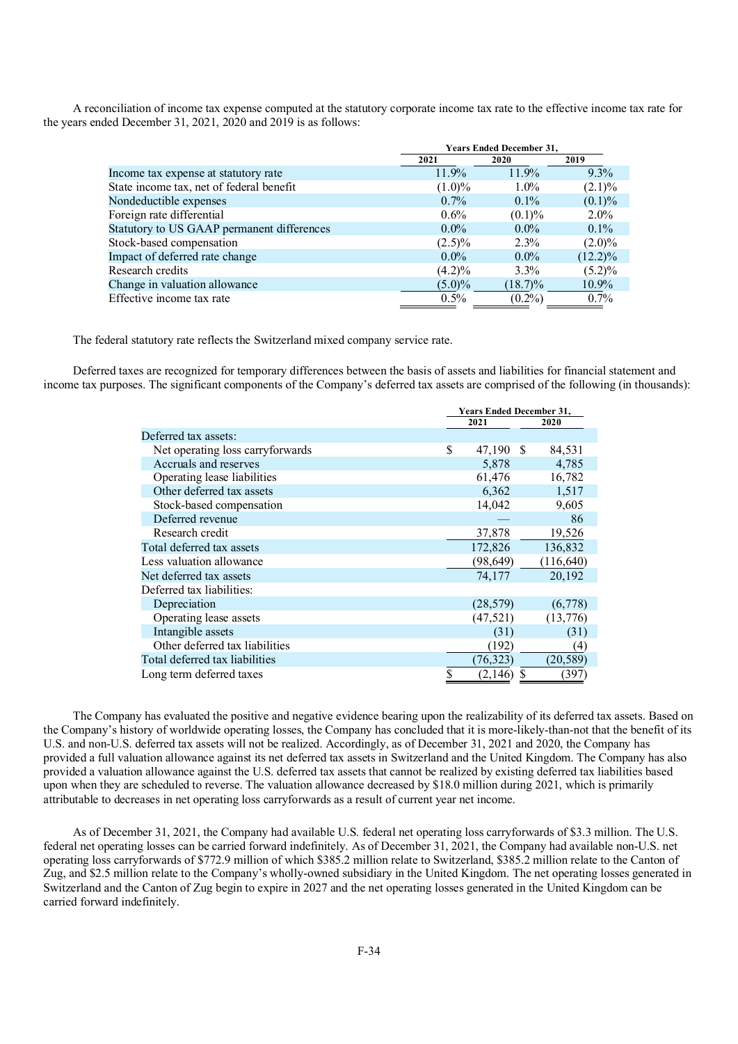A reconciliation of income tax expense computed at the statutory corporate income tax rate to the effective income tax rate for the years ended December 31, 2021, 2020 and 2019 is as follows:

| | Years Ended December 31, | | |
|---|---|---|---|
| | 2021 | 2020 | 2019 |
| Income tax expense at statutory rate | 11.9% | 11.9% | 9.3% |
| State income tax, net of federal benefit | (1.0)% | 1.0% | (2.1)% |
| Nondeductible expenses | 0.7% | 0.1% | (0.1)% |
| Foreign rate differential | 0.6% | (0.1)% | 2.0% |
| Statutory to US GAAP permanent differences | 0.0% | 0.0% | 0.1% |
| Stock-based compensation | (2.5)% | 2.3% | (2.0)% |
| Impact of deferred rate change | 0.0% | 0.0% | (12.2)% |
| Research credits | (4.2)% | 3.3% | (5.2)% |
| Change in valuation allowance | (5.0)% | (18.7)% | 10.9% |
| Effective income tax rate | 0.5% | (0.2%) | 0.7% |

The federal statutory rate reflects the Switzerland mixed company service rate.

Deferred taxes are recognized for temporary differences between the basis of assets and liabilities for financial statement and income tax purposes. The significant components of the Company's deferred tax assets are comprised of the following (in thousands):

| | Years Ended December 31, | |
|---|---|---|
| | 2021 | 2020 |
| Deferred tax assets: | | |
| Net operating loss carryforwards | $ 47,190 | $ 84,531 |
| Accruals and reserves | 5,878 | 4,785 |
| Operating lease liabilities | 61,476 | 16,782 |
| Other deferred tax assets | 6,362 | 1,517 |
| Stock-based compensation | 14,042 | 9,605 |
| Deferred revenue | — | 86 |
| Research credit | 37,878 | 19,526 |
| Total deferred tax assets | 172,826 | 136,832 |
| Less valuation allowance | (98,649) | (116,640) |
| Net deferred tax assets | 74,177 | 20,192 |
| Deferred tax liabilities: | | |
| Depreciation | (28,579) | (6,778) |
| Operating lease assets | (47,521) | (13,776) |
| Intangible assets | (31) | (31) |
| Other deferred tax liabilities | (192) | (4) |
| Total deferred tax liabilities | (76,323) | (20,589) |
| Long term deferred taxes | $ (2,146) | $ (397) |

The Company has evaluated the positive and negative evidence bearing upon the realizability of its deferred tax assets. Based on the Company's history of worldwide operating losses, the Company has concluded that it is more-likely-than-not that the benefit of its U.S. and non-U.S. deferred tax assets will not be realized. Accordingly, as of December 31, 2021 and 2020, the Company has provided a full valuation allowance against its net deferred tax assets in Switzerland and the United Kingdom. The Company has also provided a valuation allowance against the U.S. deferred tax assets that cannot be realized by existing deferred tax liabilities based upon when they are scheduled to reverse. The valuation allowance decreased by $18.0 million during 2021, which is primarily attributable to decreases in net operating loss carryforwards as a result of current year net income.

As of December 31, 2021, the Company had available U.S. federal net operating loss carryforwards of $3.3 million. The U.S. federal net operating losses can be carried forward indefinitely. As of December 31, 2021, the Company had available non-U.S. net operating loss carryforwards of $772.9 million of which $385.2 million relate to Switzerland, $385.2 million relate to the Canton of Zug, and $2.5 million relate to the Company's wholly-owned subsidiary in the United Kingdom. The net operating losses generated in Switzerland and the Canton of Zug begin to expire in 2027 and the net operating losses generated in the United Kingdom can be carried forward indefinitely.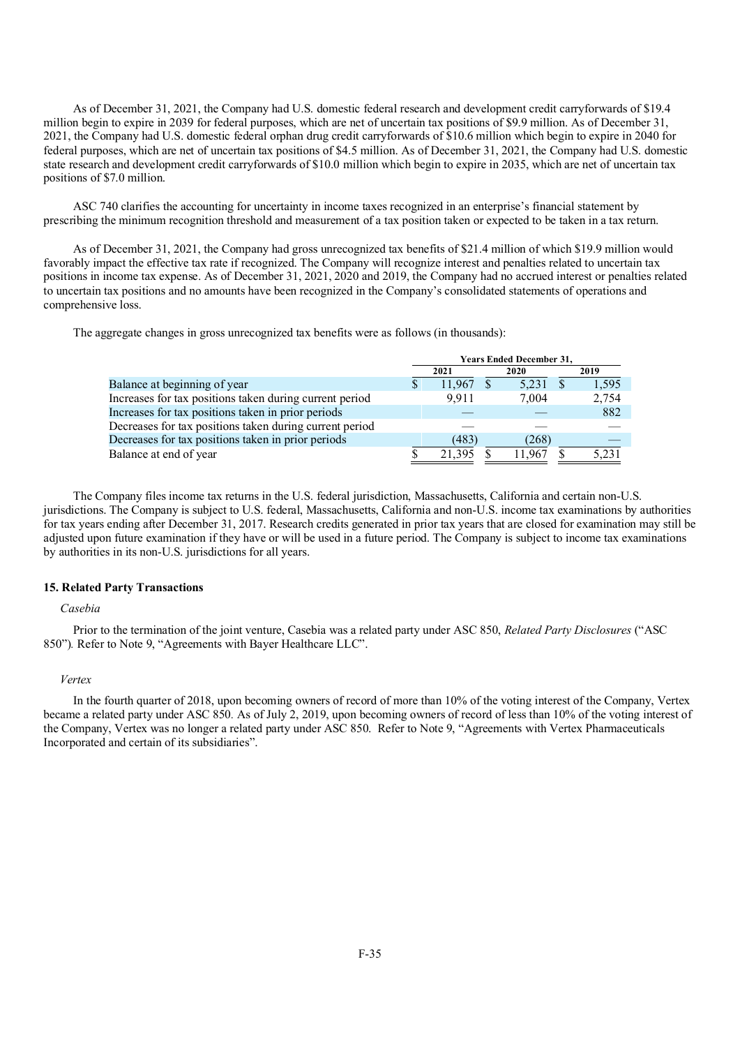As of December 31, 2021, the Company had U.S. domestic federal research and development credit carryforwards of $19.4 million begin to expire in 2039 for federal purposes, which are net of uncertain tax positions of $9.9 million. As of December 31, 2021, the Company had U.S. domestic federal orphan drug credit carryforwards of $10.6 million which begin to expire in 2040 for federal purposes, which are net of uncertain tax positions of $4.5 million. As of December 31, 2021, the Company had U.S. domestic state research and development credit carryforwards of $10.0 million which begin to expire in 2035, which are net of uncertain tax positions of $7.0 million.

ASC 740 clarifies the accounting for uncertainty in income taxes recognized in an enterprise's financial statement by prescribing the minimum recognition threshold and measurement of a tax position taken or expected to be taken in a tax return.

As of December 31, 2021, the Company had gross unrecognized tax benefits of $21.4 million of which $19.9 million would favorably impact the effective tax rate if recognized. The Company will recognize interest and penalties related to uncertain tax positions in income tax expense. As of December 31, 2021, 2020 and 2019, the Company had no accrued interest or penalties related to uncertain tax positions and no amounts have been recognized in the Company's consolidated statements of operations and comprehensive loss.

The aggregate changes in gross unrecognized tax benefits were as follows (in thousands):

| | Years Ended December 31, | | |
|---|---|---|---|
| | 2021 | 2020 | 2019 |
| Balance at beginning of year | $ 11,967 | $ 5,231 | $ 1,595 |
| Increases for tax positions taken during current period | 9,911 | 7,004 | 2,754 |
| Increases for tax positions taken in prior periods | — | — | 882 |
| Decreases for tax positions taken during current period | — | — | — |
| Decreases for tax positions taken in prior periods | (483) | (268) | — |
| Balance at end of year | $ 21,395 | $ 11,967 | $ 5,231 |

The Company files income tax returns in the U.S. federal jurisdiction, Massachusetts, California and certain non-U.S. jurisdictions. The Company is subject to U.S. federal, Massachusetts, California and non-U.S. income tax examinations by authorities for tax years ending after December 31, 2017. Research credits generated in prior tax years that are closed for examination may still be adjusted upon future examination if they have or will be used in a future period. The Company is subject to income tax examinations by authorities in its non-U.S. jurisdictions for all years.

### 15. Related Party Transactions

*Casebia*

Prior to the termination of the joint venture, Casebia was a related party under ASC 850, *Related Party Disclosures* ("ASC 850"). Refer to Note 9, "Agreements with Bayer Healthcare LLC".

*Vertex*

In the fourth quarter of 2018, upon becoming owners of record of more than 10% of the voting interest of the Company, Vertex became a related party under ASC 850. As of July 2, 2019, upon becoming owners of record of less than 10% of the voting interest of the Company, Vertex was no longer a related party under ASC 850. Refer to Note 9, "Agreements with Vertex Pharmaceuticals Incorporated and certain of its subsidiaries".